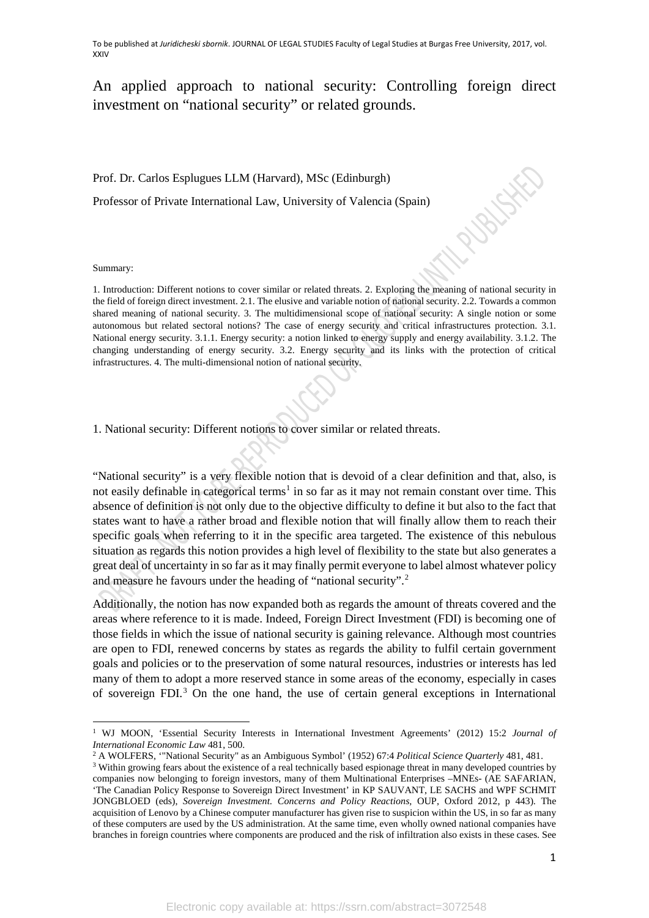To be published at *Juridicheski sbornik*. JOURNAL OF LEGAL STUDIES Faculty of Legal Studies at Burgas Free University, 2017, vol. XXIV

# An applied approach to national security: Controlling foreign direct investment on "national security" or related grounds.

Prof. Dr. Carlos Esplugues LLM (Harvard), MSc (Edinburgh)

Professor of Private International Law, University of Valencia (Spain)

Summary:

1. Introduction: Different notions to cover similar or related threats. 2. Exploring the meaning of national security in the field of foreign direct investment. 2.1. The elusive and variable notion of national security. 2.2. Towards a common shared meaning of national security. 3. The multidimensional scope of national security: A single notion or some autonomous but related sectoral notions? The case of energy security and critical infrastructures protection. 3.1. National energy security. 3.1.1. Energy security: a notion linked to energy supply and energy availability. 3.1.2. The changing understanding of energy security. 3.2. Energy security and its links with the protection of critical infrastructures. 4. The multi-dimensional notion of national security.

## 1. National security: Different notions to cover similar or related threats.

"National security" is a very flexible notion that is devoid of a clear definition and that, also, is not easily definable in categorical terms[1] in so far as it may not remain constant over time. This absence of definition is not only due to the objective difficulty to define it but also to the fact that states want to have a rather broad and flexible notion that will finally allow them to reach their specific goals when referring to it in the specific area targeted. The existence of this nebulous situation as regards this notion provides a high level of flexibility to the state but also generates a great deal of uncertainty in so far as it may finally permit everyone to label almost whatever policy and measure he favours under the heading of "national security".[2]

Additionally, the notion has now expanded both as regards the amount of threats covered and the areas where reference to it is made. Indeed, Foreign Direct Investment (FDI) is becoming one of those fields in which the issue of national security is gaining relevance. Although most countries are open to FDI, renewed concerns by states as regards the ability to fulfil certain government goals and policies or to the preservation of some natural resources, industries or interests has led many of them to adopt a more reserved stance in some areas of the economy, especially in cases of sovereign FDI.[3] On the one hand, the use of certain general exceptions in International

---

[1] WJ MOON, 'Essential Security Interests in International Investment Agreements' (2012) 15:2 *Journal of International Economic Law* 481, 500.

[2] A WOLFERS, '"National Security" as an Ambiguous Symbol' (1952) 67:4 *Political Science Quarterly* 481, 481.

[3] Within growing fears about the existence of a real technically based espionage threat in many developed countries by companies now belonging to foreign investors, many of them Multinational Enterprises –MNEs- (AE SAFARIAN, 'The Canadian Policy Response to Sovereign Direct Investment' in KP SAUVANT, LE SACHS and WPF SCHMIT JONGBLOED (eds), *Sovereign Investment. Concerns and Policy Reactions*, OUP, Oxford 2012, p 443). The acquisition of Lenovo by a Chinese computer manufacturer has given rise to suspicion within the US, in so far as many of these computers are used by the US administration. At the same time, even wholly owned national companies have branches in foreign countries where components are produced and the risk of infiltration also exists in these cases. See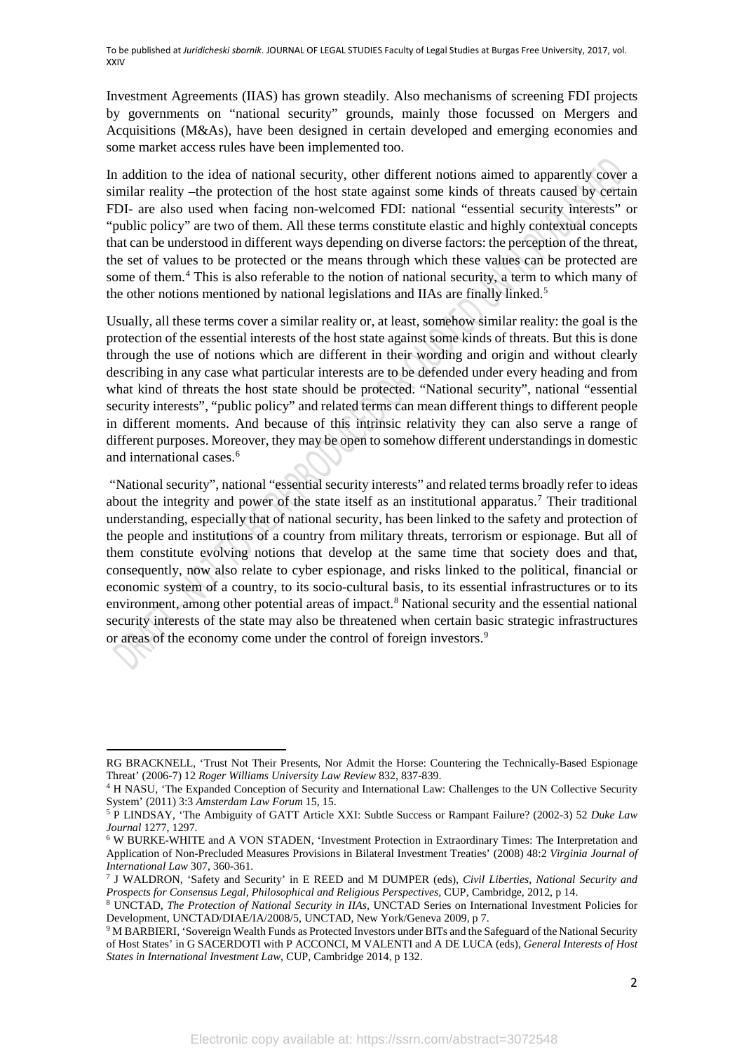Investment Agreements (IIAS) has grown steadily. Also mechanisms of screening FDI projects by governments on "national security" grounds, mainly those focussed on Mergers and Acquisitions (M&As), have been designed in certain developed and emerging economies and some market access rules have been implemented too.

In addition to the idea of national security, other different notions aimed to apparently cover a similar reality –the protection of the host state against some kinds of threats caused by certain FDI- are also used when facing non-welcomed FDI: national "essential security interests" or "public policy" are two of them. All these terms constitute elastic and highly contextual concepts that can be understood in different ways depending on diverse factors: the perception of the threat, the set of values to be protected or the means through which these values can be protected are some of them.[4] This is also referable to the notion of national security, a term to which many of the other notions mentioned by national legislations and IIAs are finally linked.[5]

Usually, all these terms cover a similar reality or, at least, somehow similar reality: the goal is the protection of the essential interests of the host state against some kinds of threats. But this is done through the use of notions which are different in their wording and origin and without clearly describing in any case what particular interests are to be defended under every heading and from what kind of threats the host state should be protected. "National security", national "essential security interests", "public policy" and related terms can mean different things to different people in different moments. And because of this intrinsic relativity they can also serve a range of different purposes. Moreover, they may be open to somehow different understandings in domestic and international cases.[6]

"National security", national "essential security interests" and related terms broadly refer to ideas about the integrity and power of the state itself as an institutional apparatus.[7] Their traditional understanding, especially that of national security, has been linked to the safety and protection of the people and institutions of a country from military threats, terrorism or espionage. But all of them constitute evolving notions that develop at the same time that society does and that, consequently, now also relate to cyber espionage, and risks linked to the political, financial or economic system of a country, to its socio-cultural basis, to its essential infrastructures or to its environment, among other potential areas of impact.[8] National security and the essential national security interests of the state may also be threatened when certain basic strategic infrastructures or areas of the economy come under the control of foreign investors.[9]

---

RG BRACKNELL, 'Trust Not Their Presents, Nor Admit the Horse: Countering the Technically-Based Espionage Threat' (2006-7) 12 *Roger Williams University Law Review* 832, 837-839.

[4] H NASU, 'The Expanded Conception of Security and International Law: Challenges to the UN Collective Security System' (2011) 3:3 *Amsterdam Law Forum* 15, 15.

[5] P LINDSAY, 'The Ambiguity of GATT Article XXI: Subtle Success or Rampant Failure? (2002-3) 52 *Duke Law Journal* 1277, 1297.

[6] W BURKE-WHITE and A VON STADEN, 'Investment Protection in Extraordinary Times: The Interpretation and Application of Non-Precluded Measures Provisions in Bilateral Investment Treaties' (2008) 48:2 *Virginia Journal of International Law* 307, 360-361.

[7] J WALDRON, 'Safety and Security' in E REED and M DUMPER (eds), *Civil Liberties, National Security and Prospects for Consensus Legal, Philosophical and Religious Perspectives*, CUP, Cambridge, 2012, p 14.

[8] UNCTAD, *The Protection of National Security in IIAs*, UNCTAD Series on International Investment Policies for Development, UNCTAD/DIAE/IA/2008/5, UNCTAD, New York/Geneva 2009, p 7.

[9] M BARBIERI, 'Sovereign Wealth Funds as Protected Investors under BITs and the Safeguard of the National Security of Host States' in G SACERDOTI with P ACCONCI, M VALENTI and A DE LUCA (eds), *General Interests of Host States in International Investment Law*, CUP, Cambridge 2014, p 132.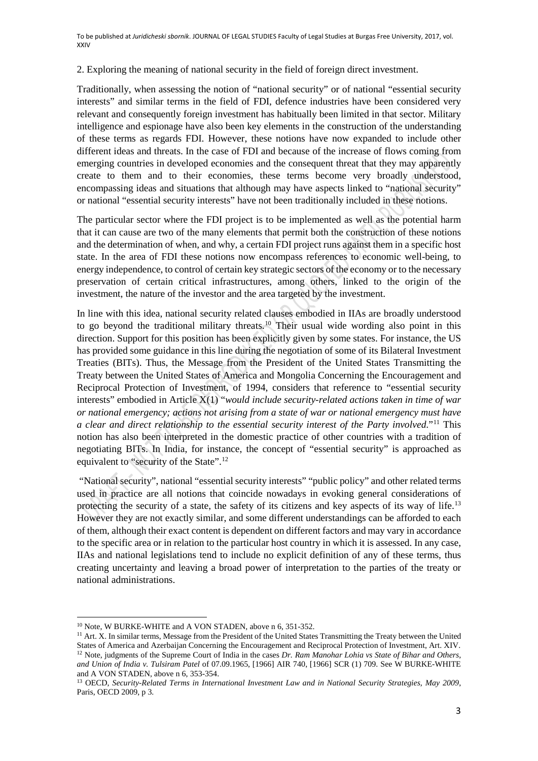2. Exploring the meaning of national security in the field of foreign direct investment.

Traditionally, when assessing the notion of "national security" or of national "essential security interests" and similar terms in the field of FDI, defence industries have been considered very relevant and consequently foreign investment has habitually been limited in that sector. Military intelligence and espionage have also been key elements in the construction of the understanding of these terms as regards FDI. However, these notions have now expanded to include other different ideas and threats. In the case of FDI and because of the increase of flows coming from emerging countries in developed economies and the consequent threat that they may apparently create to them and to their economies, these terms become very broadly understood, encompassing ideas and situations that although may have aspects linked to "national security" or national "essential security interests" have not been traditionally included in these notions.

The particular sector where the FDI project is to be implemented as well as the potential harm that it can cause are two of the many elements that permit both the construction of these notions and the determination of when, and why, a certain FDI project runs against them in a specific host state. In the area of FDI these notions now encompass references to economic well-being, to energy independence, to control of certain key strategic sectors of the economy or to the necessary preservation of certain critical infrastructures, among others, linked to the origin of the investment, the nature of the investor and the area targeted by the investment.

In line with this idea, national security related clauses embodied in IIAs are broadly understood to go beyond the traditional military threats.[10] Their usual wide wording also point in this direction. Support for this position has been explicitly given by some states. For instance, the US has provided some guidance in this line during the negotiation of some of its Bilateral Investment Treaties (BITs). Thus, the Message from the President of the United States Transmitting the Treaty between the United States of America and Mongolia Concerning the Encouragement and Reciprocal Protection of Investment, of 1994, considers that reference to "essential security interests" embodied in Article X(1) "*would include security-related actions taken in time of war or national emergency; actions not arising from a state of war or national emergency must have a clear and direct relationship to the essential security interest of the Party involved*."[11] This notion has also been interpreted in the domestic practice of other countries with a tradition of negotiating BITs. In India, for instance, the concept of "essential security" is approached as equivalent to "security of the State".[12]

"National security", national "essential security interests" "public policy" and other related terms used in practice are all notions that coincide nowadays in evoking general considerations of protecting the security of a state, the safety of its citizens and key aspects of its way of life.[13] However they are not exactly similar, and some different understandings can be afforded to each of them, although their exact content is dependent on different factors and may vary in accordance to the specific area or in relation to the particular host country in which it is assessed. In any case, IIAs and national legislations tend to include no explicit definition of any of these terms, thus creating uncertainty and leaving a broad power of interpretation to the parties of the treaty or national administrations.

---

[10] Note, W BURKE-WHITE and A VON STADEN, above n 6, 351-352.

[11] Art. X. In similar terms, Message from the President of the United States Transmitting the Treaty between the United States of America and Azerbaijan Concerning the Encouragement and Reciprocal Protection of Investment, Art. XIV.

[12] Note, judgments of the Supreme Court of India in the cases *Dr. Ram Manohar Lohia vs State of Bihar and Others, and Union of India v. Tulsiram Patel* of 07.09.1965, [1966] AIR 740, [1966] SCR (1) 709. See W BURKE-WHITE and A VON STADEN, above n 6, 353-354.

[13] OECD, *Security-Related Terms in International Investment Law and in National Security Strategies, May 2009*, Paris, OECD 2009, p 3.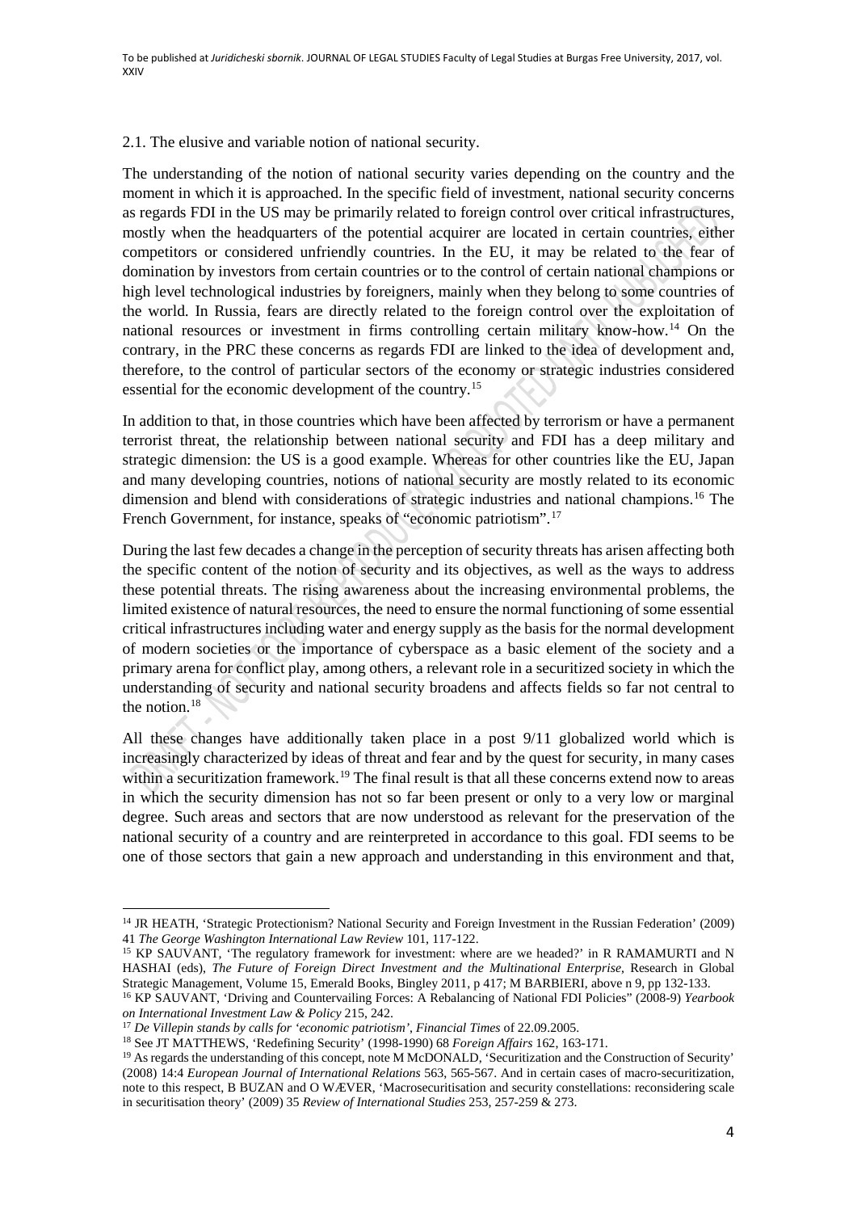2.1. The elusive and variable notion of national security.

The understanding of the notion of national security varies depending on the country and the moment in which it is approached. In the specific field of investment, national security concerns as regards FDI in the US may be primarily related to foreign control over critical infrastructures, mostly when the headquarters of the potential acquirer are located in certain countries, either competitors or considered unfriendly countries. In the EU, it may be related to the fear of domination by investors from certain countries or to the control of certain national champions or high level technological industries by foreigners, mainly when they belong to some countries of the world. In Russia, fears are directly related to the foreign control over the exploitation of national resources or investment in firms controlling certain military know-how.[14] On the contrary, in the PRC these concerns as regards FDI are linked to the idea of development and, therefore, to the control of particular sectors of the economy or strategic industries considered essential for the economic development of the country.[15]

In addition to that, in those countries which have been affected by terrorism or have a permanent terrorist threat, the relationship between national security and FDI has a deep military and strategic dimension: the US is a good example. Whereas for other countries like the EU, Japan and many developing countries, notions of national security are mostly related to its economic dimension and blend with considerations of strategic industries and national champions.[16] The French Government, for instance, speaks of "economic patriotism".[17]

During the last few decades a change in the perception of security threats has arisen affecting both the specific content of the notion of security and its objectives, as well as the ways to address these potential threats. The rising awareness about the increasing environmental problems, the limited existence of natural resources, the need to ensure the normal functioning of some essential critical infrastructures including water and energy supply as the basis for the normal development of modern societies or the importance of cyberspace as a basic element of the society and a primary arena for conflict play, among others, a relevant role in a securitized society in which the understanding of security and national security broadens and affects fields so far not central to the notion.[18]

All these changes have additionally taken place in a post 9/11 globalized world which is increasingly characterized by ideas of threat and fear and by the quest for security, in many cases within a securitization framework.[19] The final result is that all these concerns extend now to areas in which the security dimension has not so far been present or only to a very low or marginal degree. Such areas and sectors that are now understood as relevant for the preservation of the national security of a country and are reinterpreted in accordance to this goal. FDI seems to be one of those sectors that gain a new approach and understanding in this environment and that,

---

[14] JR HEATH, 'Strategic Protectionism? National Security and Foreign Investment in the Russian Federation' (2009) 41 *The George Washington International Law Review* 101, 117-122.

[15] KP SAUVANT, 'The regulatory framework for investment: where are we headed?' in R RAMAMURTI and N HASHAI (eds), *The Future of Foreign Direct Investment and the Multinational Enterprise*, Research in Global Strategic Management, Volume 15, Emerald Books, Bingley 2011, p 417; M BARBIERI, above n 9, pp 132-133.

[16] KP SAUVANT, 'Driving and Countervailing Forces: A Rebalancing of National FDI Policies" (2008-9) *Yearbook on International Investment Law & Policy* 215, 242.

[17] *De Villepin stands by calls for 'economic patriotism'*, *Financial Times* of 22.09.2005.

[18] See JT MATTHEWS, 'Redefining Security' (1998-1990) 68 *Foreign Affairs* 162, 163-171.

[19] As regards the understanding of this concept, note M McDONALD, 'Securitization and the Construction of Security' (2008) 14:4 *European Journal of International Relations* 563, 565-567. And in certain cases of macro-securitization, note to this respect, B BUZAN and O WÆVER, 'Macrosecuritisation and security constellations: reconsidering scale in securitisation theory' (2009) 35 *Review of International Studies* 253, 257-259 & 273.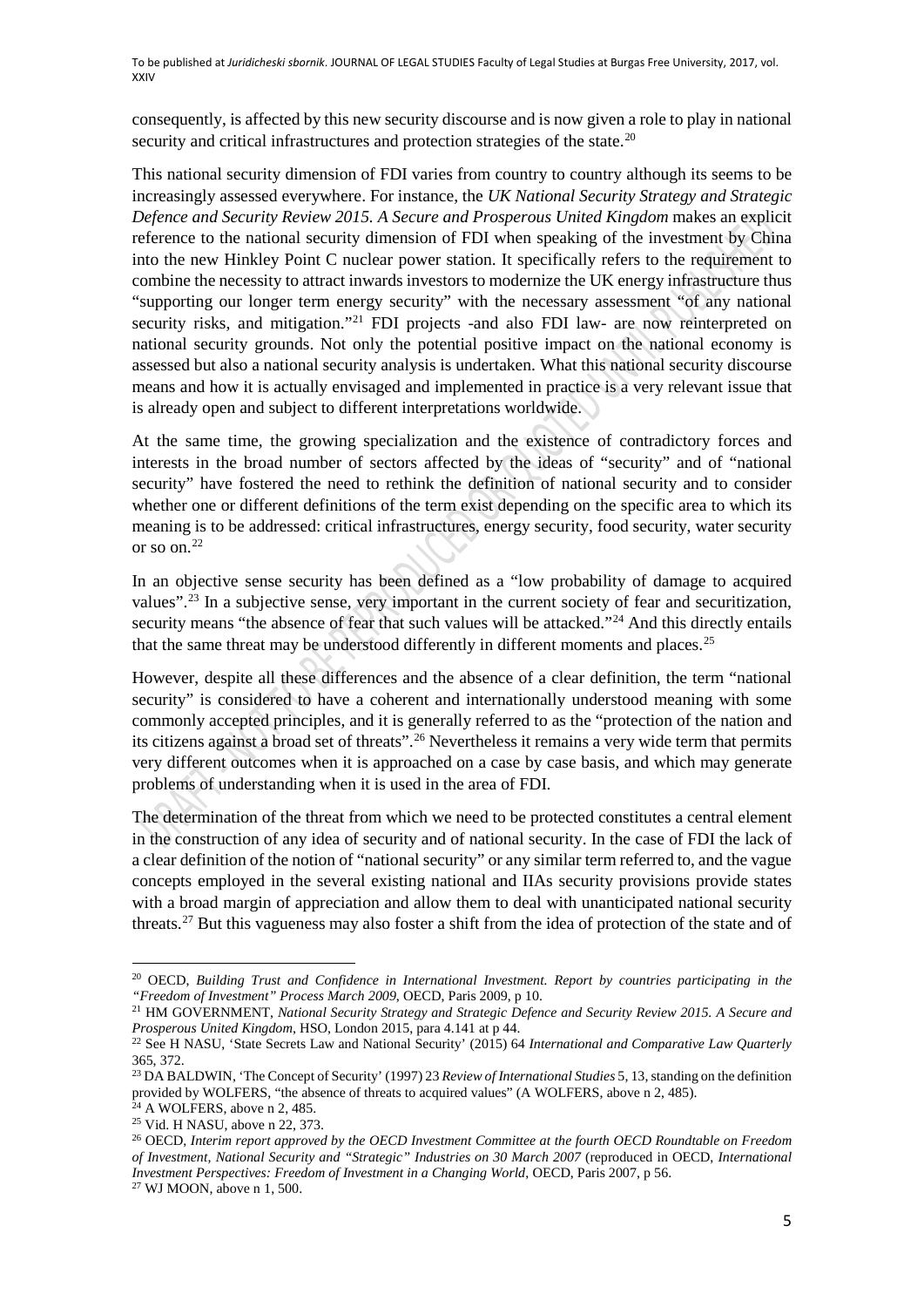consequently, is affected by this new security discourse and is now given a role to play in national security and critical infrastructures and protection strategies of the state.[20]

This national security dimension of FDI varies from country to country although its seems to be increasingly assessed everywhere. For instance, the *UK National Security Strategy and Strategic Defence and Security Review 2015. A Secure and Prosperous United Kingdom* makes an explicit reference to the national security dimension of FDI when speaking of the investment by China into the new Hinkley Point C nuclear power station. It specifically refers to the requirement to combine the necessity to attract inwards investors to modernize the UK energy infrastructure thus "supporting our longer term energy security" with the necessary assessment "of any national security risks, and mitigation."[21] FDI projects -and also FDI law- are now reinterpreted on national security grounds. Not only the potential positive impact on the national economy is assessed but also a national security analysis is undertaken. What this national security discourse means and how it is actually envisaged and implemented in practice is a very relevant issue that is already open and subject to different interpretations worldwide.

At the same time, the growing specialization and the existence of contradictory forces and interests in the broad number of sectors affected by the ideas of "security" and of "national security" have fostered the need to rethink the definition of national security and to consider whether one or different definitions of the term exist depending on the specific area to which its meaning is to be addressed: critical infrastructures, energy security, food security, water security or so on.[22]

In an objective sense security has been defined as a "low probability of damage to acquired values".[23] In a subjective sense, very important in the current society of fear and securitization, security means "the absence of fear that such values will be attacked."[24] And this directly entails that the same threat may be understood differently in different moments and places.[25]

However, despite all these differences and the absence of a clear definition, the term "national security" is considered to have a coherent and internationally understood meaning with some commonly accepted principles, and it is generally referred to as the "protection of the nation and its citizens against a broad set of threats".[26] Nevertheless it remains a very wide term that permits very different outcomes when it is approached on a case by case basis, and which may generate problems of understanding when it is used in the area of FDI.

The determination of the threat from which we need to be protected constitutes a central element in the construction of any idea of security and of national security. In the case of FDI the lack of a clear definition of the notion of "national security" or any similar term referred to, and the vague concepts employed in the several existing national and IIAs security provisions provide states with a broad margin of appreciation and allow them to deal with unanticipated national security threats.[27] But this vagueness may also foster a shift from the idea of protection of the state and of

---

[20] OECD, *Building Trust and Confidence in International Investment. Report by countries participating in the "Freedom of Investment" Process March 2009*, OECD, Paris 2009, p 10.

[21] HM GOVERNMENT, *National Security Strategy and Strategic Defence and Security Review 2015. A Secure and Prosperous United Kingdom*, HSO, London 2015, para 4.141 at p 44.

[22] See H NASU, 'State Secrets Law and National Security' (2015) 64 *International and Comparative Law Quarterly* 365, 372.

[23] DA BALDWIN, 'The Concept of Security' (1997) 23 *Review of International Studies* 5, 13, standing on the definition provided by WOLFERS, "the absence of threats to acquired values" (A WOLFERS, above n 2, 485).

[24] A WOLFERS, above n 2, 485.

[25] Vid. H NASU, above n 22, 373.

[26] OECD, *Interim report approved by the OECD Investment Committee at the fourth OECD Roundtable on Freedom of Investment, National Security and "Strategic" Industries on 30 March 2007* (reproduced in OECD, *International Investment Perspectives: Freedom of Investment in a Changing World*, OECD, Paris 2007, p 56.

[27] WJ MOON, above n 1, 500.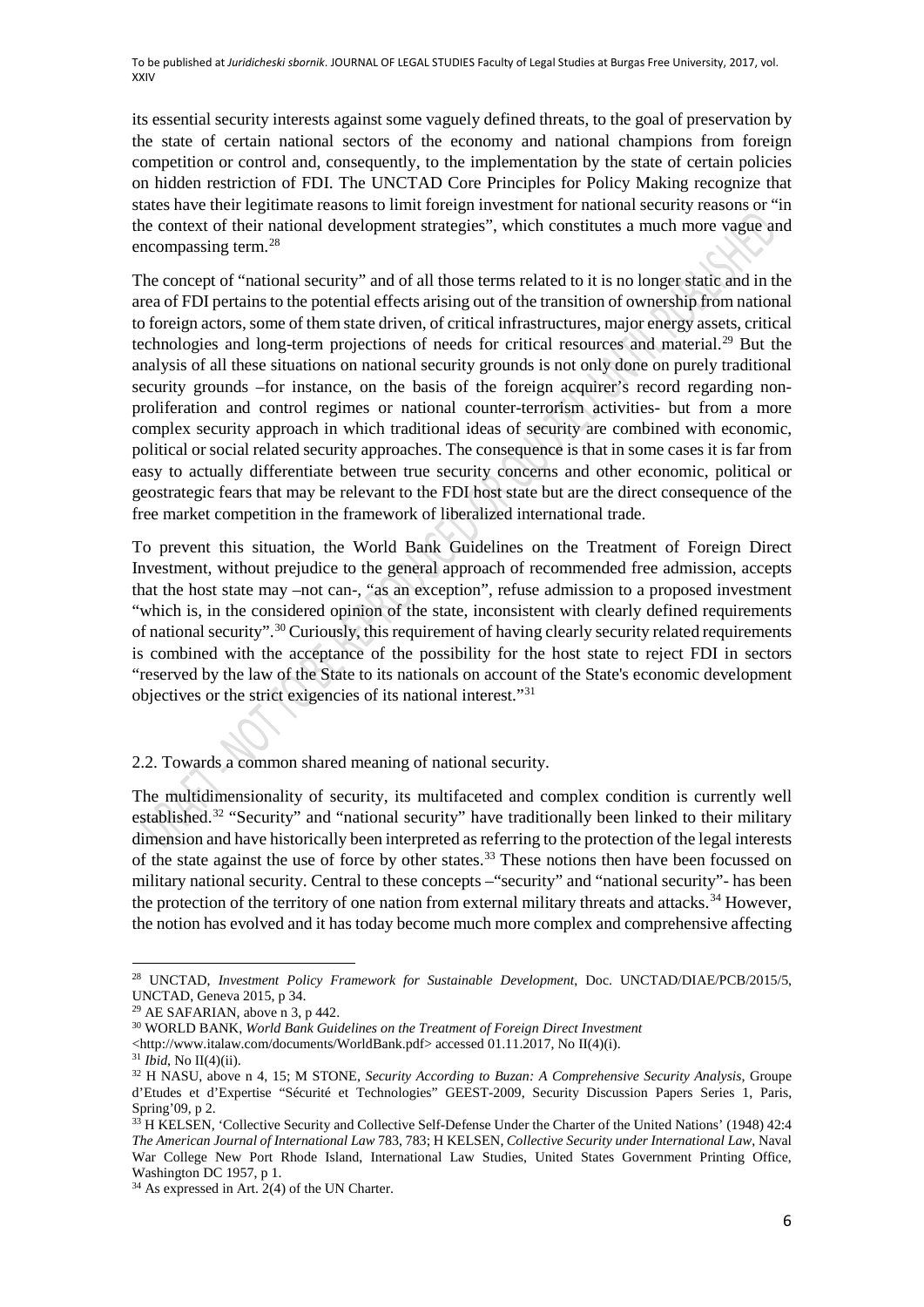its essential security interests against some vaguely defined threats, to the goal of preservation by the state of certain national sectors of the economy and national champions from foreign competition or control and, consequently, to the implementation by the state of certain policies on hidden restriction of FDI. The UNCTAD Core Principles for Policy Making recognize that states have their legitimate reasons to limit foreign investment for national security reasons or "in the context of their national development strategies", which constitutes a much more vague and encompassing term.[28]

The concept of "national security" and of all those terms related to it is no longer static and in the area of FDI pertains to the potential effects arising out of the transition of ownership from national to foreign actors, some of them state driven, of critical infrastructures, major energy assets, critical technologies and long-term projections of needs for critical resources and material.[29] But the analysis of all these situations on national security grounds is not only done on purely traditional security grounds –for instance, on the basis of the foreign acquirer's record regarding non-proliferation and control regimes or national counter-terrorism activities- but from a more complex security approach in which traditional ideas of security are combined with economic, political or social related security approaches. The consequence is that in some cases it is far from easy to actually differentiate between true security concerns and other economic, political or geostrategic fears that may be relevant to the FDI host state but are the direct consequence of the free market competition in the framework of liberalized international trade.

To prevent this situation, the World Bank Guidelines on the Treatment of Foreign Direct Investment, without prejudice to the general approach of recommended free admission, accepts that the host state may –not can-, "as an exception", refuse admission to a proposed investment "which is, in the considered opinion of the state, inconsistent with clearly defined requirements of national security".[30] Curiously, this requirement of having clearly security related requirements is combined with the acceptance of the possibility for the host state to reject FDI in sectors "reserved by the law of the State to its nationals on account of the State's economic development objectives or the strict exigencies of its national interest."[31]

## 2.2. Towards a common shared meaning of national security.

The multidimensionality of security, its multifaceted and complex condition is currently well established.[32] "Security" and "national security" have traditionally been linked to their military dimension and have historically been interpreted as referring to the protection of the legal interests of the state against the use of force by other states.[33] These notions then have been focussed on military national security. Central to these concepts –"security" and "national security"- has been the protection of the territory of one nation from external military threats and attacks.[34] However, the notion has evolved and it has today become much more complex and comprehensive affecting

---

[28] UNCTAD, *Investment Policy Framework for Sustainable Development*, Doc. UNCTAD/DIAE/PCB/2015/5, UNCTAD, Geneva 2015, p 34.

[29] AE SAFARIAN, above n 3, p 442.

[30] WORLD BANK, *World Bank Guidelines on the Treatment of Foreign Direct Investment* <http://www.italaw.com/documents/WorldBank.pdf> accessed 01.11.2017, No II(4)(i).

[31] *Ibid*, No II(4)(ii).

[32] H NASU, above n 4, 15; M STONE, *Security According to Buzan: A Comprehensive Security Analysis*, Groupe d'Etudes et d'Expertise "Sécurité et Technologies" GEEST-2009, Security Discussion Papers Series 1, Paris, Spring'09, p 2.

[33] H KELSEN, 'Collective Security and Collective Self-Defense Under the Charter of the United Nations' (1948) 42:4 *The American Journal of International Law* 783, 783; H KELSEN, *Collective Security under International Law*, Naval War College New Port Rhode Island, International Law Studies, United States Government Printing Office, Washington DC 1957, p 1.

[34] As expressed in Art. 2(4) of the UN Charter.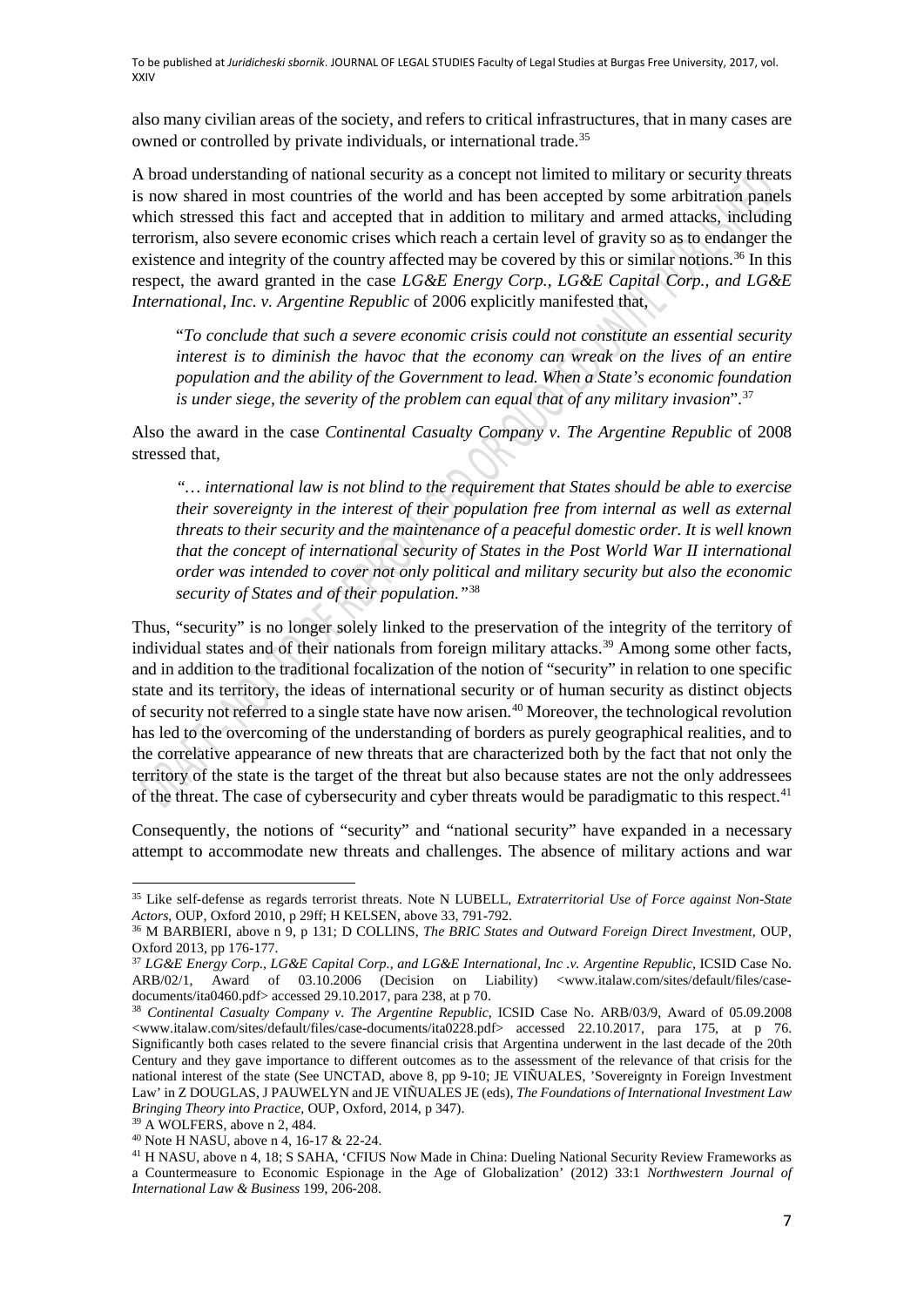also many civilian areas of the society, and refers to critical infrastructures, that in many cases are owned or controlled by private individuals, or international trade.[35]

A broad understanding of national security as a concept not limited to military or security threats is now shared in most countries of the world and has been accepted by some arbitration panels which stressed this fact and accepted that in addition to military and armed attacks, including terrorism, also severe economic crises which reach a certain level of gravity so as to endanger the existence and integrity of the country affected may be covered by this or similar notions.[36] In this respect, the award granted in the case *LG&E Energy Corp., LG&E Capital Corp., and LG&E International, Inc. v. Argentine Republic* of 2006 explicitly manifested that,

> "*To conclude that such a severe economic crisis could not constitute an essential security interest is to diminish the havoc that the economy can wreak on the lives of an entire population and the ability of the Government to lead. When a State's economic foundation is under siege, the severity of the problem can equal that of any military invasion*".[37]

Also the award in the case *Continental Casualty Company v. The Argentine Republic* of 2008 stressed that,

> *"… international law is not blind to the requirement that States should be able to exercise their sovereignty in the interest of their population free from internal as well as external threats to their security and the maintenance of a peaceful domestic order. It is well known that the concept of international security of States in the Post World War II international order was intended to cover not only political and military security but also the economic security of States and of their population."*[38]

Thus, "security" is no longer solely linked to the preservation of the integrity of the territory of individual states and of their nationals from foreign military attacks.[39] Among some other facts, and in addition to the traditional focalization of the notion of "security" in relation to one specific state and its territory, the ideas of international security or of human security as distinct objects of security not referred to a single state have now arisen.[40] Moreover, the technological revolution has led to the overcoming of the understanding of borders as purely geographical realities, and to the correlative appearance of new threats that are characterized both by the fact that not only the territory of the state is the target of the threat but also because states are not the only addressees of the threat. The case of cybersecurity and cyber threats would be paradigmatic to this respect.[41]

Consequently, the notions of "security" and "national security" have expanded in a necessary attempt to accommodate new threats and challenges. The absence of military actions and war

---

[35] Like self-defense as regards terrorist threats. Note N LUBELL, *Extraterritorial Use of Force against Non-State Actors*, OUP, Oxford 2010, p 29ff; H KELSEN, above 33, 791-792.

[36] M BARBIERI, above n 9, p 131; D COLLINS, *The BRIC States and Outward Foreign Direct Investment*, OUP, Oxford 2013, pp 176-177.

[37] *LG&E Energy Corp., LG&E Capital Corp., and LG&E International, Inc .v. Argentine Republic*, ICSID Case No. ARB/02/1, Award of 03.10.2006 (Decision on Liability) <www.italaw.com/sites/default/files/case-documents/ita0460.pdf> accessed 29.10.2017, para 238, at p 70.

[38] *Continental Casualty Company v. The Argentine Republic*, ICSID Case No. ARB/03/9, Award of 05.09.2008 <www.italaw.com/sites/default/files/case-documents/ita0228.pdf> accessed 22.10.2017, para 175, at p 76. Significantly both cases related to the severe financial crisis that Argentina underwent in the last decade of the 20th Century and they gave importance to different outcomes as to the assessment of the relevance of that crisis for the national interest of the state (See UNCTAD, above 8, pp 9-10; JE VIÑUALES, 'Sovereignty in Foreign Investment Law' in Z DOUGLAS, J PAUWELYN and JE VIÑUALES JE (eds), *The Foundations of International Investment Law Bringing Theory into Practice*, OUP, Oxford, 2014, p 347).

[39] A WOLFERS, above n 2, 484.

[40] Note H NASU, above n 4, 16-17 & 22-24.

[41] H NASU, above n 4, 18; S SAHA, 'CFIUS Now Made in China: Dueling National Security Review Frameworks as a Countermeasure to Economic Espionage in the Age of Globalization' (2012) 33:1 *Northwestern Journal of International Law & Business* 199, 206-208.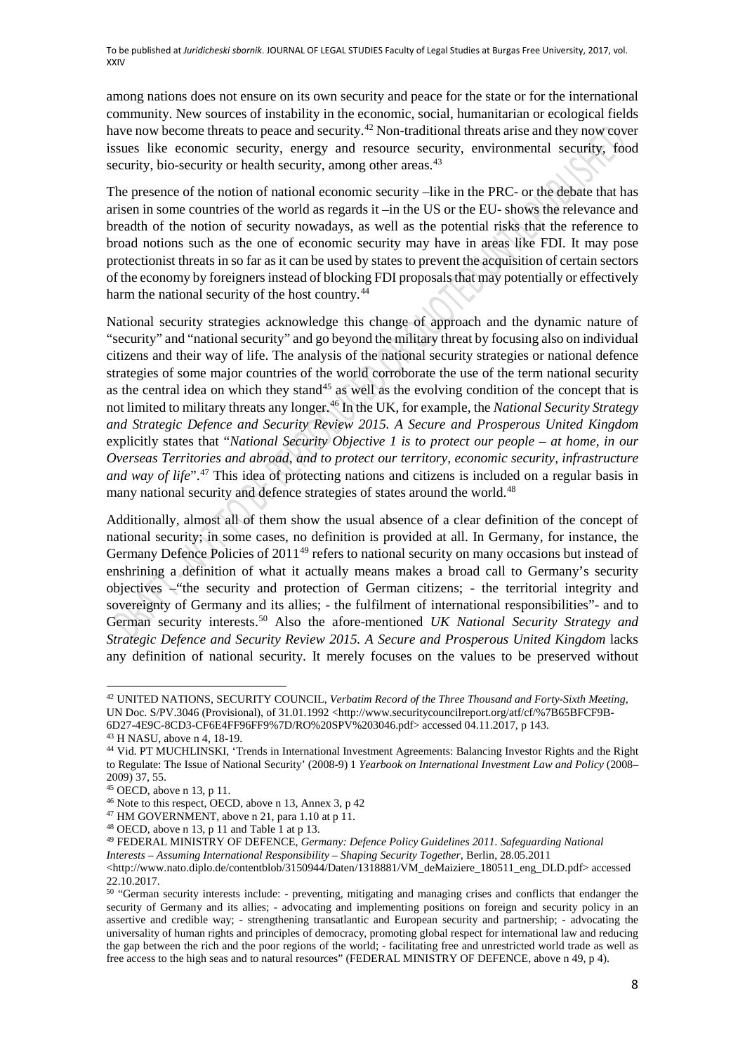among nations does not ensure on its own security and peace for the state or for the international community. New sources of instability in the economic, social, humanitarian or ecological fields have now become threats to peace and security.[42] Non-traditional threats arise and they now cover issues like economic security, energy and resource security, environmental security, food security, bio-security or health security, among other areas.[43]

The presence of the notion of national economic security –like in the PRC- or the debate that has arisen in some countries of the world as regards it –in the US or the EU- shows the relevance and breadth of the notion of security nowadays, as well as the potential risks that the reference to broad notions such as the one of economic security may have in areas like FDI. It may pose protectionist threats in so far as it can be used by states to prevent the acquisition of certain sectors of the economy by foreigners instead of blocking FDI proposals that may potentially or effectively harm the national security of the host country.[44]

National security strategies acknowledge this change of approach and the dynamic nature of "security" and "national security" and go beyond the military threat by focusing also on individual citizens and their way of life. The analysis of the national security strategies or national defence strategies of some major countries of the world corroborate the use of the term national security as the central idea on which they stand[45] as well as the evolving condition of the concept that is not limited to military threats any longer.[46] In the UK, for example, the *National Security Strategy and Strategic Defence and Security Review 2015. A Secure and Prosperous United Kingdom* explicitly states that "*National Security Objective 1 is to protect our people – at home, in our Overseas Territories and abroad, and to protect our territory, economic security, infrastructure and way of life*".[47] This idea of protecting nations and citizens is included on a regular basis in many national security and defence strategies of states around the world.[48]

Additionally, almost all of them show the usual absence of a clear definition of the concept of national security; in some cases, no definition is provided at all. In Germany, for instance, the Germany Defence Policies of 2011[49] refers to national security on many occasions but instead of enshrining a definition of what it actually means makes a broad call to Germany's security objectives –"the security and protection of German citizens; - the territorial integrity and sovereignty of Germany and its allies; - the fulfilment of international responsibilities"- and to German security interests.[50] Also the afore-mentioned *UK National Security Strategy and Strategic Defence and Security Review 2015. A Secure and Prosperous United Kingdom* lacks any definition of national security. It merely focuses on the values to be preserved without

---

[42] UNITED NATIONS, SECURITY COUNCIL, *Verbatim Record of the Three Thousand and Forty-Sixth Meeting*, UN Doc. S/PV.3046 (Provisional), of 31.01.1992 <http://www.securitycouncilreport.org/atf/cf/%7B65BFCF9B-6D27-4E9C-8CD3-CF6E4FF96FF9%7D/RO%20SPV%203046.pdf> accessed 04.11.2017, p 143.

[43] H NASU, above n 4, 18-19.

[44] Vid. PT MUCHLINSKI, 'Trends in International Investment Agreements: Balancing Investor Rights and the Right to Regulate: The Issue of National Security' (2008-9) 1 *Yearbook on International Investment Law and Policy* (2008–2009) 37, 55.

[45] OECD, above n 13, p 11.

[46] Note to this respect, OECD, above n 13, Annex 3, p 42

[47] HM GOVERNMENT, above n 21, para 1.10 at p 11.

[48] OECD, above n 13, p 11 and Table 1 at p 13.

[49] FEDERAL MINISTRY OF DEFENCE, *Germany: Defence Policy Guidelines 2011. Safeguarding National Interests – Assuming International Responsibility – Shaping Security Together*, Berlin, 28.05.2011 <http://www.nato.diplo.de/contentblob/3150944/Daten/1318881/VM_deMaiziere_180511_eng_DLD.pdf> accessed 22.10.2017.

[50] "German security interests include: - preventing, mitigating and managing crises and conflicts that endanger the security of Germany and its allies; - advocating and implementing positions on foreign and security policy in an assertive and credible way; - strengthening transatlantic and European security and partnership; - advocating the universality of human rights and principles of democracy, promoting global respect for international law and reducing the gap between the rich and the poor regions of the world; - facilitating free and unrestricted world trade as well as free access to the high seas and to natural resources" (FEDERAL MINISTRY OF DEFENCE, above n 49, p 4).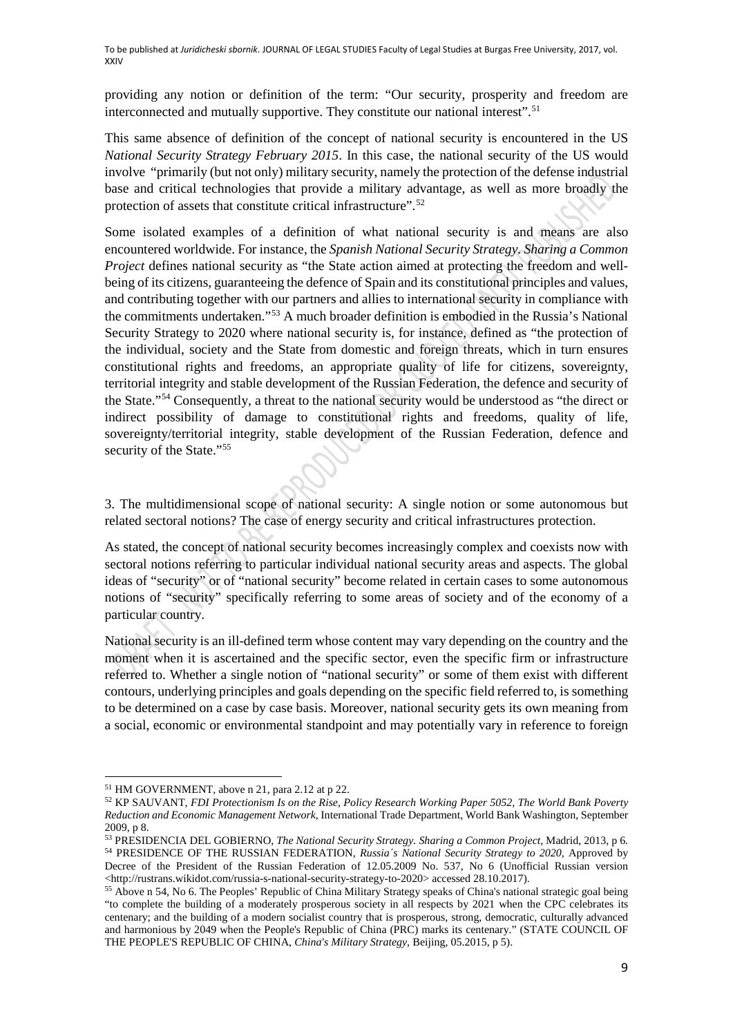providing any notion or definition of the term: "Our security, prosperity and freedom are interconnected and mutually supportive. They constitute our national interest".[51]

This same absence of definition of the concept of national security is encountered in the US *National Security Strategy February 2015*. In this case, the national security of the US would involve "primarily (but not only) military security, namely the protection of the defense industrial base and critical technologies that provide a military advantage, as well as more broadly the protection of assets that constitute critical infrastructure".[52]

Some isolated examples of a definition of what national security is and means are also encountered worldwide. For instance, the *Spanish National Security Strategy. Sharing a Common Project* defines national security as "the State action aimed at protecting the freedom and well-being of its citizens, guaranteeing the defence of Spain and its constitutional principles and values, and contributing together with our partners and allies to international security in compliance with the commitments undertaken."[53] A much broader definition is embodied in the Russia's National Security Strategy to 2020 where national security is, for instance, defined as "the protection of the individual, society and the State from domestic and foreign threats, which in turn ensures constitutional rights and freedoms, an appropriate quality of life for citizens, sovereignty, territorial integrity and stable development of the Russian Federation, the defence and security of the State."[54] Consequently, a threat to the national security would be understood as "the direct or indirect possibility of damage to constitutional rights and freedoms, quality of life, sovereignty/territorial integrity, stable development of the Russian Federation, defence and security of the State."[55]

## 3. The multidimensional scope of national security: A single notion or some autonomous but related sectoral notions? The case of energy security and critical infrastructures protection.

As stated, the concept of national security becomes increasingly complex and coexists now with sectoral notions referring to particular individual national security areas and aspects. The global ideas of "security" or of "national security" become related in certain cases to some autonomous notions of "security" specifically referring to some areas of society and of the economy of a particular country.

National security is an ill-defined term whose content may vary depending on the country and the moment when it is ascertained and the specific sector, even the specific firm or infrastructure referred to. Whether a single notion of "national security" or some of them exist with different contours, underlying principles and goals depending on the specific field referred to, is something to be determined on a case by case basis. Moreover, national security gets its own meaning from a social, economic or environmental standpoint and may potentially vary in reference to foreign

---

[51] HM GOVERNMENT, above n 21, para 2.12 at p 22.

[52] KP SAUVANT, *FDI Protectionism Is on the Rise, Policy Research Working Paper 5052, The World Bank Poverty Reduction and Economic Management Network*, International Trade Department, World Bank Washington, September 2009, p 8.

[53] PRESIDENCIA DEL GOBIERNO, *The National Security Strategy. Sharing a Common Project*, Madrid, 2013, p 6.

[54] PRESIDENCE OF THE RUSSIAN FEDERATION, *Russia´s National Security Strategy to 2020*, Approved by Decree of the President of the Russian Federation of 12.05.2009 No. 537, No 6 (Unofficial Russian version <http://rustrans.wikidot.com/russia-s-national-security-strategy-to-2020> accessed 28.10.2017).

[55] Above n 54, No 6. The Peoples' Republic of China Military Strategy speaks of China's national strategic goal being "to complete the building of a moderately prosperous society in all respects by 2021 when the CPC celebrates its centenary; and the building of a modern socialist country that is prosperous, strong, democratic, culturally advanced and harmonious by 2049 when the People's Republic of China (PRC) marks its centenary." (STATE COUNCIL OF THE PEOPLE'S REPUBLIC OF CHINA, *China's Military Strategy*, Beijing, 05.2015, p 5).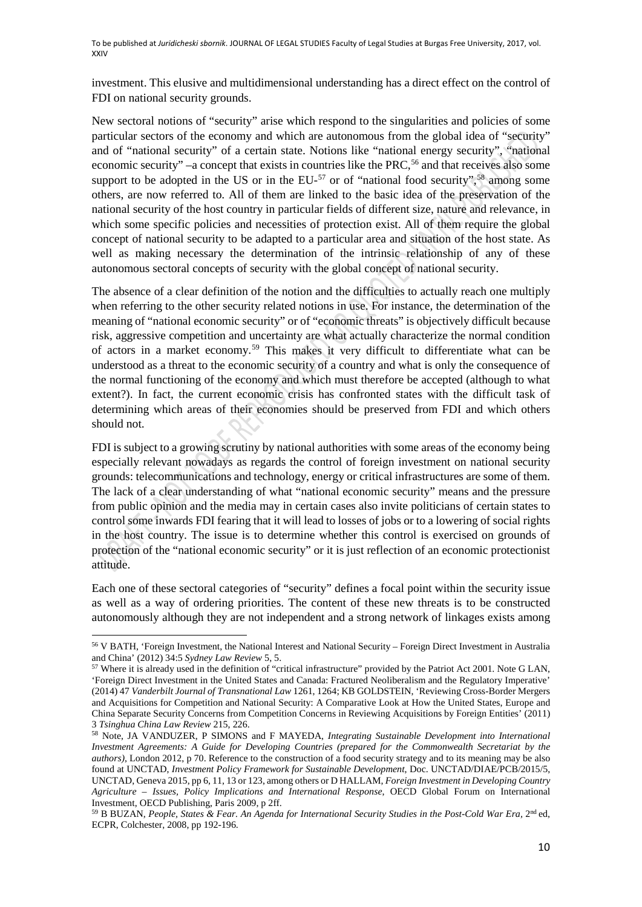investment. This elusive and multidimensional understanding has a direct effect on the control of FDI on national security grounds.

New sectoral notions of "security" arise which respond to the singularities and policies of some particular sectors of the economy and which are autonomous from the global idea of "security" and of "national security" of a certain state. Notions like "national energy security", "national economic security" –a concept that exists in countries like the PRC,[56] and that receives also some support to be adopted in the US or in the EU-[57] or of "national food security",[58] among some others, are now referred to. All of them are linked to the basic idea of the preservation of the national security of the host country in particular fields of different size, nature and relevance, in which some specific policies and necessities of protection exist. All of them require the global concept of national security to be adapted to a particular area and situation of the host state. As well as making necessary the determination of the intrinsic relationship of any of these autonomous sectoral concepts of security with the global concept of national security.

The absence of a clear definition of the notion and the difficulties to actually reach one multiply when referring to the other security related notions in use. For instance, the determination of the meaning of "national economic security" or of "economic threats" is objectively difficult because risk, aggressive competition and uncertainty are what actually characterize the normal condition of actors in a market economy.[59] This makes it very difficult to differentiate what can be understood as a threat to the economic security of a country and what is only the consequence of the normal functioning of the economy and which must therefore be accepted (although to what extent?). In fact, the current economic crisis has confronted states with the difficult task of determining which areas of their economies should be preserved from FDI and which others should not.

FDI is subject to a growing scrutiny by national authorities with some areas of the economy being especially relevant nowadays as regards the control of foreign investment on national security grounds: telecommunications and technology, energy or critical infrastructures are some of them. The lack of a clear understanding of what "national economic security" means and the pressure from public opinion and the media may in certain cases also invite politicians of certain states to control some inwards FDI fearing that it will lead to losses of jobs or to a lowering of social rights in the host country. The issue is to determine whether this control is exercised on grounds of protection of the "national economic security" or it is just reflection of an economic protectionist attitude.

Each one of these sectoral categories of "security" defines a focal point within the security issue as well as a way of ordering priorities. The content of these new threats is to be constructed autonomously although they are not independent and a strong network of linkages exists among

---

[56] V BATH, 'Foreign Investment, the National Interest and National Security – Foreign Direct Investment in Australia and China' (2012) 34:5 *Sydney Law Review* 5, 5.

[57] Where it is already used in the definition of "critical infrastructure" provided by the Patriot Act 2001. Note G LAN, 'Foreign Direct Investment in the United States and Canada: Fractured Neoliberalism and the Regulatory Imperative' (2014) 47 *Vanderbilt Journal of Transnational Law* 1261, 1264; KB GOLDSTEIN, 'Reviewing Cross-Border Mergers and Acquisitions for Competition and National Security: A Comparative Look at How the United States, Europe and China Separate Security Concerns from Competition Concerns in Reviewing Acquisitions by Foreign Entities' (2011) 3 *Tsinghua China Law Review* 215, 226.

[58] Note, JA VANDUZER, P SIMONS and F MAYEDA, *Integrating Sustainable Development into International Investment Agreements: A Guide for Developing Countries (prepared for the Commonwealth Secretariat by the authors)*, London 2012, p 70. Reference to the construction of a food security strategy and to its meaning may be also found at UNCTAD, *Investment Policy Framework for Sustainable Development*, Doc. UNCTAD/DIAE/PCB/2015/5, UNCTAD, Geneva 2015, pp 6, 11, 13 or 123, among others or D HALLAM, *Foreign Investment in Developing Country Agriculture – Issues, Policy Implications and International Response*, OECD Global Forum on International Investment, OECD Publishing, Paris 2009, p 2ff.

[59] B BUZAN, *People, States & Fear. An Agenda for International Security Studies in the Post-Cold War Era*, 2nd ed, ECPR, Colchester, 2008, pp 192-196.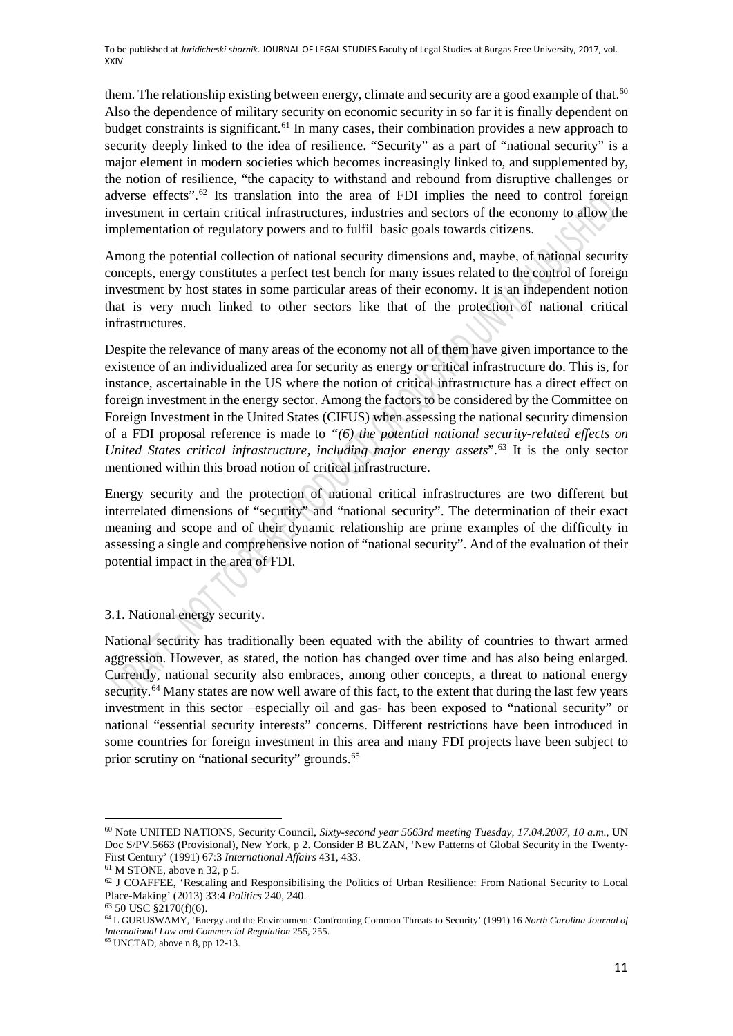them. The relationship existing between energy, climate and security are a good example of that.[60] Also the dependence of military security on economic security in so far it is finally dependent on budget constraints is significant.[61] In many cases, their combination provides a new approach to security deeply linked to the idea of resilience. "Security" as a part of "national security" is a major element in modern societies which becomes increasingly linked to, and supplemented by, the notion of resilience, "the capacity to withstand and rebound from disruptive challenges or adverse effects".[62] Its translation into the area of FDI implies the need to control foreign investment in certain critical infrastructures, industries and sectors of the economy to allow the implementation of regulatory powers and to fulfil basic goals towards citizens.

Among the potential collection of national security dimensions and, maybe, of national security concepts, energy constitutes a perfect test bench for many issues related to the control of foreign investment by host states in some particular areas of their economy. It is an independent notion that is very much linked to other sectors like that of the protection of national critical infrastructures.

Despite the relevance of many areas of the economy not all of them have given importance to the existence of an individualized area for security as energy or critical infrastructure do. This is, for instance, ascertainable in the US where the notion of critical infrastructure has a direct effect on foreign investment in the energy sector. Among the factors to be considered by the Committee on Foreign Investment in the United States (CIFUS) when assessing the national security dimension of a FDI proposal reference is made to *"(6) the potential national security-related effects on United States critical infrastructure, including major energy assets"*.[63] It is the only sector mentioned within this broad notion of critical infrastructure.

Energy security and the protection of national critical infrastructures are two different but interrelated dimensions of "security" and "national security". The determination of their exact meaning and scope and of their dynamic relationship are prime examples of the difficulty in assessing a single and comprehensive notion of "national security". And of the evaluation of their potential impact in the area of FDI.

### 3.1. National energy security.

National security has traditionally been equated with the ability of countries to thwart armed aggression. However, as stated, the notion has changed over time and has also being enlarged. Currently, national security also embraces, among other concepts, a threat to national energy security.[64] Many states are now well aware of this fact, to the extent that during the last few years investment in this sector –especially oil and gas- has been exposed to "national security" or national "essential security interests" concerns. Different restrictions have been introduced in some countries for foreign investment in this area and many FDI projects have been subject to prior scrutiny on "national security" grounds.[65]

---

[60] Note UNITED NATIONS, Security Council, *Sixty-second year 5663rd meeting Tuesday, 17.04.2007, 10 a.m.*, UN Doc S/PV.5663 (Provisional), New York, p 2. Consider B BUZAN, 'New Patterns of Global Security in the Twenty-First Century' (1991) 67:3 *International Affairs* 431, 433.

[61] M STONE, above n 32, p 5.

[62] J COAFFEE, 'Rescaling and Responsibilising the Politics of Urban Resilience: From National Security to Local Place-Making' (2013) 33:4 *Politics* 240, 240.

[63] 50 USC §2170(f)(6).

[64] L GURUSWAMY, 'Energy and the Environment: Confronting Common Threats to Security' (1991) 16 *North Carolina Journal of International Law and Commercial Regulation* 255, 255.

[65] UNCTAD, above n 8, pp 12-13.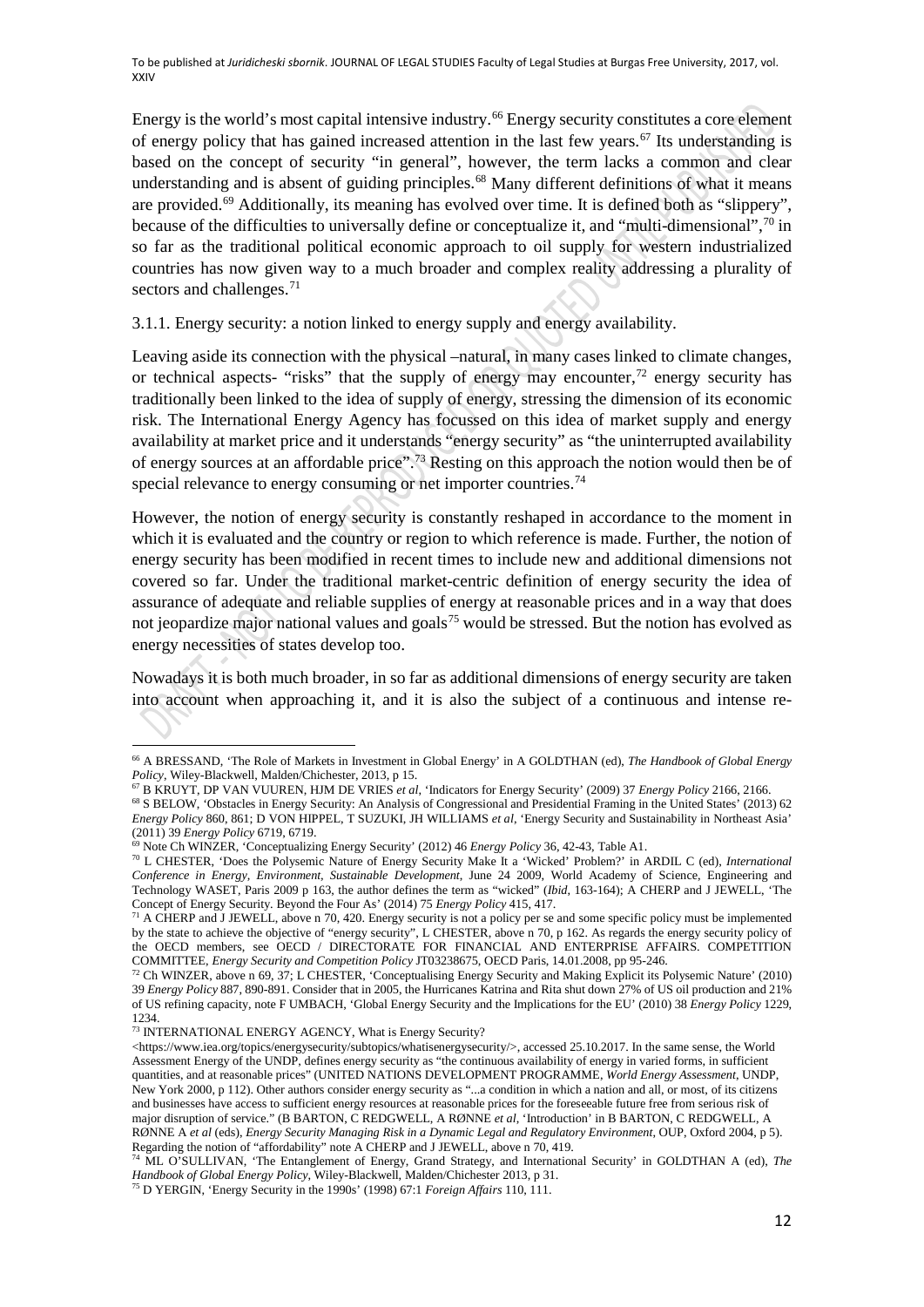Energy is the world's most capital intensive industry.[66] Energy security constitutes a core element of energy policy that has gained increased attention in the last few years.[67] Its understanding is based on the concept of security "in general", however, the term lacks a common and clear understanding and is absent of guiding principles.[68] Many different definitions of what it means are provided.[69] Additionally, its meaning has evolved over time. It is defined both as "slippery", because of the difficulties to universally define or conceptualize it, and "multi-dimensional",[70] in so far as the traditional political economic approach to oil supply for western industrialized countries has now given way to a much broader and complex reality addressing a plurality of sectors and challenges.[71]

3.1.1. Energy security: a notion linked to energy supply and energy availability.

Leaving aside its connection with the physical –natural, in many cases linked to climate changes, or technical aspects- "risks" that the supply of energy may encounter,[72] energy security has traditionally been linked to the idea of supply of energy, stressing the dimension of its economic risk. The International Energy Agency has focussed on this idea of market supply and energy availability at market price and it understands "energy security" as "the uninterrupted availability of energy sources at an affordable price".[73] Resting on this approach the notion would then be of special relevance to energy consuming or net importer countries.[74]

However, the notion of energy security is constantly reshaped in accordance to the moment in which it is evaluated and the country or region to which reference is made. Further, the notion of energy security has been modified in recent times to include new and additional dimensions not covered so far. Under the traditional market-centric definition of energy security the idea of assurance of adequate and reliable supplies of energy at reasonable prices and in a way that does not jeopardize major national values and goals[75] would be stressed. But the notion has evolved as energy necessities of states develop too.

Nowadays it is both much broader, in so far as additional dimensions of energy security are taken into account when approaching it, and it is also the subject of a continuous and intense re-

---

[66] A BRESSAND, 'The Role of Markets in Investment in Global Energy' in A GOLDTHAN (ed), *The Handbook of Global Energy Policy*, Wiley-Blackwell, Malden/Chichester, 2013, p 15.

[67] B KRUYT, DP VAN VUUREN, HJM DE VRIES *et al*, 'Indicators for Energy Security' (2009) 37 *Energy Policy* 2166, 2166.

[68] S BELOW, 'Obstacles in Energy Security: An Analysis of Congressional and Presidential Framing in the United States' (2013) 62 *Energy Policy* 860, 861; D VON HIPPEL, T SUZUKI, JH WILLIAMS *et al*, 'Energy Security and Sustainability in Northeast Asia' (2011) 39 *Energy Policy* 6719, 6719.

[69] Note Ch WINZER, 'Conceptualizing Energy Security' (2012) 46 *Energy Policy* 36, 42-43, Table A1.

[70] L CHESTER, 'Does the Polysemic Nature of Energy Security Make It a 'Wicked' Problem?' in ARDIL C (ed), *International Conference in Energy, Environment, Sustainable Development*, June 24 2009, World Academy of Science, Engineering and Technology WASET, Paris 2009 p 163, the author defines the term as "wicked" (*Ibid*, 163-164); A CHERP and J JEWELL, 'The Concept of Energy Security. Beyond the Four As' (2014) 75 *Energy Policy* 415, 417.

[71] A CHERP and J JEWELL, above n 70, 420. Energy security is not a policy per se and some specific policy must be implemented by the state to achieve the objective of "energy security", L CHESTER, above n 70, p 162. As regards the energy security policy of the OECD members, see OECD / DIRECTORATE FOR FINANCIAL AND ENTERPRISE AFFAIRS. COMPETITION COMMITTEE, *Energy Security and Competition Policy* JT03238675, OECD Paris, 14.01.2008, pp 95-246.

[72] Ch WINZER, above n 69, 37; L CHESTER, 'Conceptualising Energy Security and Making Explicit its Polysemic Nature' (2010) 39 *Energy Policy* 887, 890-891. Consider that in 2005, the Hurricanes Katrina and Rita shut down 27% of US oil production and 21% of US refining capacity, note F UMBACH, 'Global Energy Security and the Implications for the EU' (2010) 38 *Energy Policy* 1229, 1234.

[73] INTERNATIONAL ENERGY AGENCY, What is Energy Security? <https://www.iea.org/topics/energysecurity/subtopics/whatisenergysecurity/>, accessed 25.10.2017. In the same sense, the World Assessment Energy of the UNDP, defines energy security as "the continuous availability of energy in varied forms, in sufficient quantities, and at reasonable prices" (UNITED NATIONS DEVELOPMENT PROGRAMME, *World Energy Assessment*, UNDP, New York 2000, p 112). Other authors consider energy security as "...a condition in which a nation and all, or most, of its citizens and businesses have access to sufficient energy resources at reasonable prices for the foreseeable future free from serious risk of major disruption of service." (B BARTON, C REDGWELL, A RØNNE *et al*, 'Introduction' in B BARTON, C REDGWELL, A RØNNE A *et al* (eds), *Energy Security Managing Risk in a Dynamic Legal and Regulatory Environment*, OUP, Oxford 2004, p 5). Regarding the notion of "affordability" note A CHERP and J JEWELL, above n 70, 419.

[74] ML O'SULLIVAN, 'The Entanglement of Energy, Grand Strategy, and International Security' in GOLDTHAN A (ed), *The Handbook of Global Energy Policy*, Wiley-Blackwell, Malden/Chichester 2013, p 31.

[75] D YERGIN, 'Energy Security in the 1990s' (1998) 67:1 *Foreign Affairs* 110, 111.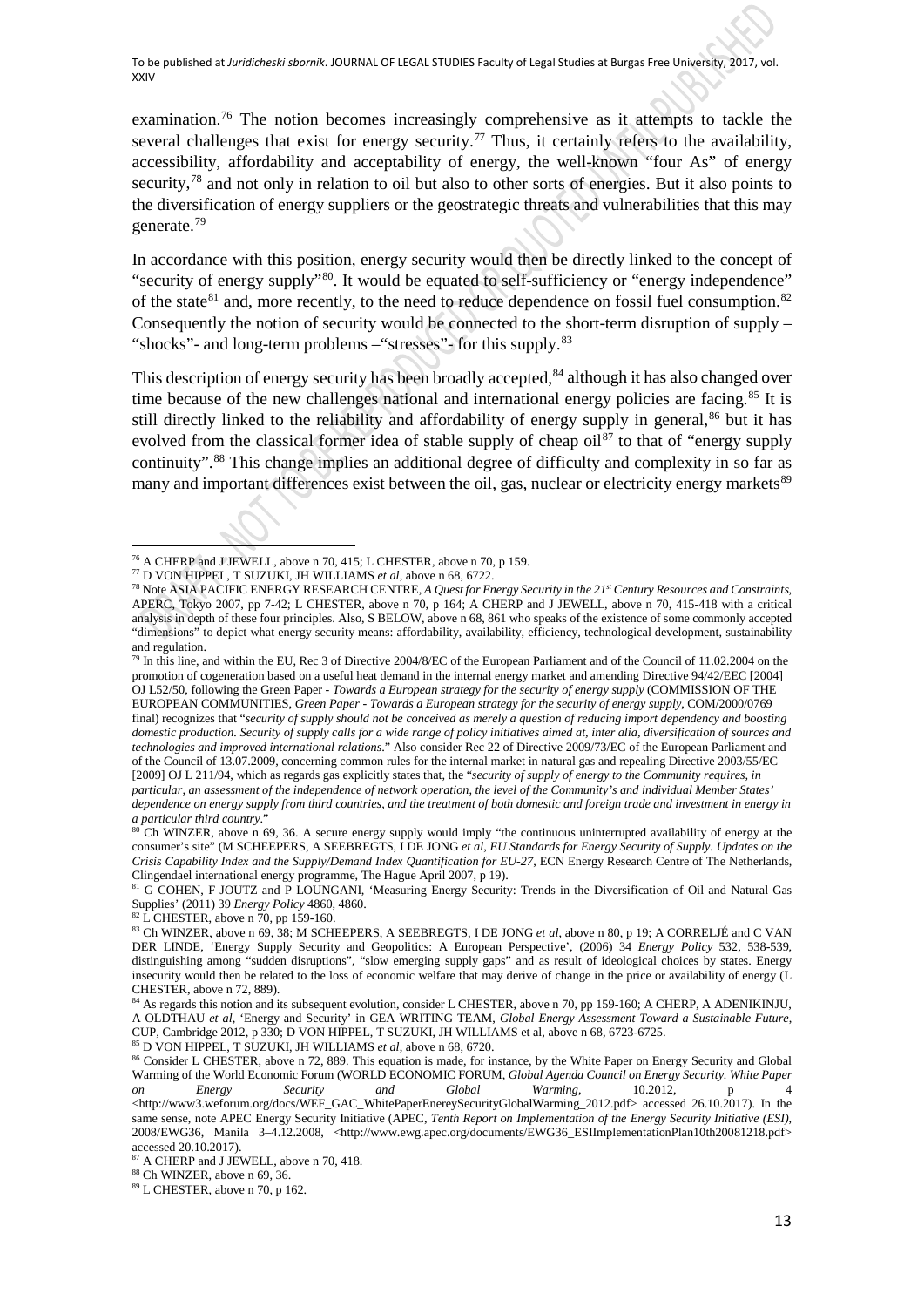examination.[76] The notion becomes increasingly comprehensive as it attempts to tackle the several challenges that exist for energy security.[77] Thus, it certainly refers to the availability, accessibility, affordability and acceptability of energy, the well-known "four As" of energy security,[78] and not only in relation to oil but also to other sorts of energies. But it also points to the diversification of energy suppliers or the geostrategic threats and vulnerabilities that this may generate.[79]

In accordance with this position, energy security would then be directly linked to the concept of "security of energy supply"[80]. It would be equated to self-sufficiency or "energy independence" of the state[81] and, more recently, to the need to reduce dependence on fossil fuel consumption.[82] Consequently the notion of security would be connected to the short-term disruption of supply – "shocks"- and long-term problems –"stresses"- for this supply.[83]

This description of energy security has been broadly accepted,[84] although it has also changed over time because of the new challenges national and international energy policies are facing.[85] It is still directly linked to the reliability and affordability of energy supply in general,[86] but it has evolved from the classical former idea of stable supply of cheap oil[87] to that of "energy supply continuity".[88] This change implies an additional degree of difficulty and complexity in so far as many and important differences exist between the oil, gas, nuclear or electricity energy markets[89]

---

[76] A CHERP and J JEWELL, above n 70, 415; L CHESTER, above n 70, p 159.

[77] D VON HIPPEL, T SUZUKI, JH WILLIAMS *et al*, above n 68, 6722.

[78] Note ASIA PACIFIC ENERGY RESEARCH CENTRE, *A Quest for Energy Security in the 21st Century Resources and Constraints*, APERC, Tokyo 2007, pp 7-42; L CHESTER, above n 70, p 164; A CHERP and J JEWELL, above n 70, 415-418 with a critical analysis in depth of these four principles. Also, S BELOW, above n 68, 861 who speaks of the existence of some commonly accepted "dimensions" to depict what energy security means: affordability, availability, efficiency, technological development, sustainability and regulation.

[79] In this line, and within the EU, Rec 3 of Directive 2004/8/EC of the European Parliament and of the Council of 11.02.2004 on the promotion of cogeneration based on a useful heat demand in the internal energy market and amending Directive 94/42/EEC [2004] OJ L52/50, following the Green Paper - *Towards a European strategy for the security of energy supply* (COMMISSION OF THE EUROPEAN COMMUNITIES, *Green Paper - Towards a European strategy for the security of energy supply*, COM/2000/0769 final) recognizes that "*security of supply should not be conceived as merely a question of reducing import dependency and boosting domestic production. Security of supply calls for a wide range of policy initiatives aimed at, inter alia, diversification of sources and technologies and improved international relations*." Also consider Rec 22 of Directive 2009/73/EC of the European Parliament and of the Council of 13.07.2009, concerning common rules for the internal market in natural gas and repealing Directive 2003/55/EC [2009] OJ L 211/94, which as regards gas explicitly states that, the "*security of supply of energy to the Community requires, in particular, an assessment of the independence of network operation, the level of the Community's and individual Member States' dependence on energy supply from third countries, and the treatment of both domestic and foreign trade and investment in energy in a particular third country*."

[80] Ch WINZER, above n 69, 36. A secure energy supply would imply "the continuous uninterrupted availability of energy at the consumer's site" (M SCHEEPERS, A SEEBREGTS, I DE JONG *et al*, *EU Standards for Energy Security of Supply. Updates on the Crisis Capability Index and the Supply/Demand Index Quantification for EU-27*, ECN Energy Research Centre of The Netherlands, Clingendael international energy programme, The Hague April 2007, p 19).

[81] G COHEN, F JOUTZ and P LOUNGANI, 'Measuring Energy Security: Trends in the Diversification of Oil and Natural Gas Supplies' (2011) 39 *Energy Policy* 4860, 4860.

[82] L CHESTER, above n 70, pp 159-160.

[83] Ch WINZER, above n 69, 38; M SCHEEPERS, A SEEBREGTS, I DE JONG *et al*, above n 80, p 19; A CORRELJÉ and C VAN DER LINDE, 'Energy Supply Security and Geopolitics: A European Perspective', (2006) 34 *Energy Policy* 532, 538-539, distinguishing among "sudden disruptions", "slow emerging supply gaps" and as result of ideological choices by states. Energy insecurity would then be related to the loss of economic welfare that may derive of change in the price or availability of energy (L CHESTER, above n 72, 889).

[84] As regards this notion and its subsequent evolution, consider L CHESTER, above n 70, pp 159-160; A CHERP, A ADENIKINJU, A OLDTHAU *et al*, 'Energy and Security' in GEA WRITING TEAM, *Global Energy Assessment Toward a Sustainable Future*, CUP, Cambridge 2012, p 330; D VON HIPPEL, T SUZUKI, JH WILLIAMS et al, above n 68, 6723-6725.

[85] D VON HIPPEL, T SUZUKI, JH WILLIAMS *et al*, above n 68, 6720.

[86] Consider L CHESTER, above n 72, 889. This equation is made, for instance, by the White Paper on Energy Security and Global Warming of the World Economic Forum (WORLD ECONOMIC FORUM, *Global Agenda Council on Energy Security. White Paper on Energy Security and Global Warming*, 10.2012, p 4 <http://www3.weforum.org/docs/WEF_GAC_WhitePaperEnereySecurityGlobalWarming_2012.pdf> accessed 26.10.2017). In the same sense, note APEC Energy Security Initiative (APEC, *Tenth Report on Implementation of the Energy Security Initiative (ESI)*, 2008/EWG36, Manila 3–4.12.2008, <http://www.ewg.apec.org/documents/EWG36_ESIImplementationPlan10th20081218.pdf> accessed 20.10.2017).

[87] A CHERP and J JEWELL, above n 70, 418.

[88] Ch WINZER, above n 69, 36.

[89] L CHESTER, above n 70, p 162.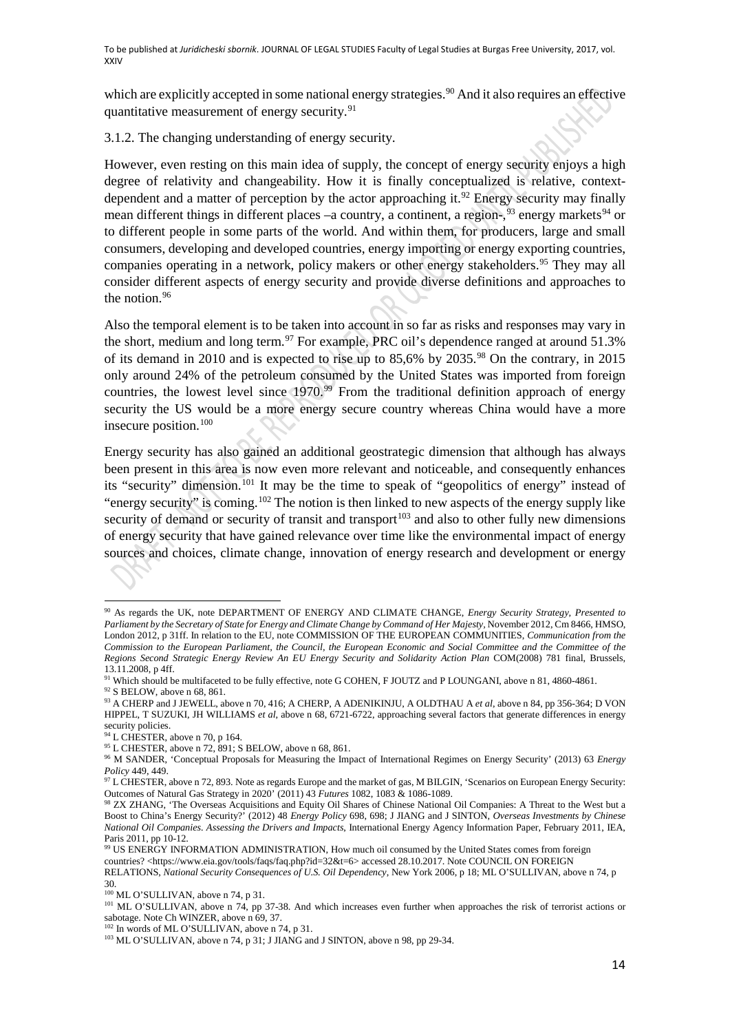which are explicitly accepted in some national energy strategies.[90] And it also requires an effective quantitative measurement of energy security.[91]

3.1.2. The changing understanding of energy security.

However, even resting on this main idea of supply, the concept of energy security enjoys a high degree of relativity and changeability. How it is finally conceptualized is relative, context-dependent and a matter of perception by the actor approaching it.[92] Energy security may finally mean different things in different places –a country, a continent, a region-,[93] energy markets[94] or to different people in some parts of the world. And within them, for producers, large and small consumers, developing and developed countries, energy importing or energy exporting countries, companies operating in a network, policy makers or other energy stakeholders.[95] They may all consider different aspects of energy security and provide diverse definitions and approaches to the notion.[96]

Also the temporal element is to be taken into account in so far as risks and responses may vary in the short, medium and long term.[97] For example, PRC oil's dependence ranged at around 51.3% of its demand in 2010 and is expected to rise up to 85,6% by 2035.[98] On the contrary, in 2015 only around 24% of the petroleum consumed by the United States was imported from foreign countries, the lowest level since 1970.[99] From the traditional definition approach of energy security the US would be a more energy secure country whereas China would have a more insecure position.[100]

Energy security has also gained an additional geostrategic dimension that although has always been present in this area is now even more relevant and noticeable, and consequently enhances its "security" dimension.[101] It may be the time to speak of "geopolitics of energy" instead of "energy security" is coming.[102] The notion is then linked to new aspects of the energy supply like security of demand or security of transit and transport[103] and also to other fully new dimensions of energy security that have gained relevance over time like the environmental impact of energy sources and choices, climate change, innovation of energy research and development or energy

---

[90] As regards the UK, note DEPARTMENT OF ENERGY AND CLIMATE CHANGE, *Energy Security Strategy, Presented to Parliament by the Secretary of State for Energy and Climate Change by Command of Her Majesty*, November 2012, Cm 8466, HMSO, London 2012, p 31ff. In relation to the EU, note COMMISSION OF THE EUROPEAN COMMUNITIES, *Communication from the Commission to the European Parliament, the Council, the European Economic and Social Committee and the Committee of the Regions Second Strategic Energy Review An EU Energy Security and Solidarity Action Plan* COM(2008) 781 final, Brussels, 13.11.2008, p 4ff.

[91] Which should be multifaceted to be fully effective, note G COHEN, F JOUTZ and P LOUNGANI, above n 81, 4860-4861.

[92] S BELOW, above n 68, 861.

[93] A CHERP and J JEWELL, above n 70, 416; A CHERP, A ADENIKINJU, A OLDTHAU A *et al*, above n 84, pp 356-364; D VON HIPPEL, T SUZUKI, JH WILLIAMS *et al*, above n 68, 6721-6722, approaching several factors that generate differences in energy security policies.

[94] L CHESTER, above n 70, p 164.

[95] L CHESTER, above n 72, 891; S BELOW, above n 68, 861.

[96] M SANDER, 'Conceptual Proposals for Measuring the Impact of International Regimes on Energy Security' (2013) 63 *Energy Policy* 449, 449.

[97] L CHESTER, above n 72, 893. Note as regards Europe and the market of gas, M BILGIN, 'Scenarios on European Energy Security: Outcomes of Natural Gas Strategy in 2020' (2011) 43 *Futures* 1082, 1083 & 1086-1089.

[98] ZX ZHANG, 'The Overseas Acquisitions and Equity Oil Shares of Chinese National Oil Companies: A Threat to the West but a Boost to China's Energy Security?' (2012) 48 *Energy Policy* 698, 698; J JIANG and J SINTON, *Overseas Investments by Chinese National Oil Companies. Assessing the Drivers and Impacts*, International Energy Agency Information Paper, February 2011, IEA, Paris 2011, pp 10-12.

[99] US ENERGY INFORMATION ADMINISTRATION, How much oil consumed by the United States comes from foreign countries? <https://www.eia.gov/tools/faqs/faq.php?id=32&t=6> accessed 28.10.2017. Note COUNCIL ON FOREIGN RELATIONS, *National Security Consequences of U.S. Oil Dependency*, New York 2006, p 18; ML O'SULLIVAN, above n 74, p 30.

[100] ML O'SULLIVAN, above n 74, p 31.

[101] ML O'SULLIVAN, above n 74, pp 37-38. And which increases even further when approaches the risk of terrorist actions or sabotage. Note Ch WINZER, above n 69, 37.

[102] In words of ML O'SULLIVAN, above n 74, p 31.

[103] ML O'SULLIVAN, above n 74, p 31; J JIANG and J SINTON, above n 98, pp 29-34.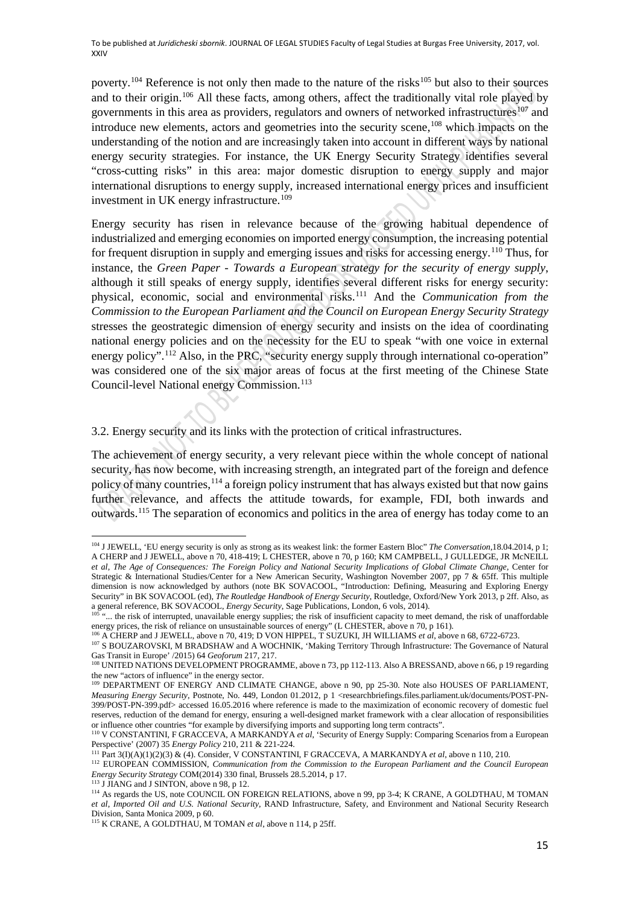poverty.[104] Reference is not only then made to the nature of the risks[105] but also to their sources and to their origin.[106] All these facts, among others, affect the traditionally vital role played by governments in this area as providers, regulators and owners of networked infrastructures[107] and introduce new elements, actors and geometries into the security scene,[108] which impacts on the understanding of the notion and are increasingly taken into account in different ways by national energy security strategies. For instance, the UK Energy Security Strategy identifies several "cross-cutting risks" in this area: major domestic disruption to energy supply and major international disruptions to energy supply, increased international energy prices and insufficient investment in UK energy infrastructure.[109]

Energy security has risen in relevance because of the growing habitual dependence of industrialized and emerging economies on imported energy consumption, the increasing potential for frequent disruption in supply and emerging issues and risks for accessing energy.[110] Thus, for instance, the *Green Paper - Towards a European strategy for the security of energy supply*, although it still speaks of energy supply, identifies several different risks for energy security: physical, economic, social and environmental risks.[111] And the *Communication from the Commission to the European Parliament and the Council on European Energy Security Strategy* stresses the geostrategic dimension of energy security and insists on the idea of coordinating national energy policies and on the necessity for the EU to speak "with one voice in external energy policy".[112] Also, in the PRC, "security energy supply through international co-operation" was considered one of the six major areas of focus at the first meeting of the Chinese State Council-level National energy Commission.[113]

3.2. Energy security and its links with the protection of critical infrastructures.

The achievement of energy security, a very relevant piece within the whole concept of national security, has now become, with increasing strength, an integrated part of the foreign and defence policy of many countries,[114] a foreign policy instrument that has always existed but that now gains further relevance, and affects the attitude towards, for example, FDI, both inwards and outwards.[115] The separation of economics and politics in the area of energy has today come to an

---

[104] J JEWELL, 'EU energy security is only as strong as its weakest link: the former Eastern Bloc" *The Conversation*,18.04.2014, p 1; A CHERP and J JEWELL, above n 70, 418-419; L CHESTER, above n 70, p 160; KM CAMPBELL, J GULLEDGE, JR McNEILL *et al*, *The Age of Consequences: The Foreign Policy and National Security Implications of Global Climate Change*, Center for Strategic & International Studies/Center for a New American Security, Washington November 2007, pp 7 & 65ff. This multiple dimension is now acknowledged by authors (note BK SOVACOOL, "Introduction: Defining, Measuring and Exploring Energy Security" in BK SOVACOOL (ed), *The Routledge Handbook of Energy Security*, Routledge, Oxford/New York 2013, p 2ff. Also, as a general reference, BK SOVACOOL, *Energy Security*, Sage Publications, London, 6 vols, 2014).

[105] "... the risk of interrupted, unavailable energy supplies; the risk of insufficient capacity to meet demand, the risk of unaffordable energy prices, the risk of reliance on unsustainable sources of energy" (L CHESTER, above n 70, p 161).

[106] A CHERP and J JEWELL, above n 70, 419; D VON HIPPEL, T SUZUKI, JH WILLIAMS *et al*, above n 68, 6722-6723.

[107] S BOUZAROVSKI, M BRADSHAW and A WOCHNIK, 'Making Territory Through Infrastructure: The Governance of Natural Gas Transit in Europe' /2015) 64 *Geoforum* 217, 217.

[108] UNITED NATIONS DEVELOPMENT PROGRAMME, above n 73, pp 112-113. Also A BRESSAND, above n 66, p 19 regarding the new "actors of influence" in the energy sector.

[109] DEPARTMENT OF ENERGY AND CLIMATE CHANGE, above n 90, pp 25-30. Note also HOUSES OF PARLIAMENT, *Measuring Energy Security*, Postnote, No. 449, London 01.2012, p 1 <researchbriefings.files.parliament.uk/documents/POST-PN-399/POST-PN-399.pdf> accessed 16.05.2016 where reference is made to the maximization of economic recovery of domestic fuel reserves, reduction of the demand for energy, ensuring a well-designed market framework with a clear allocation of responsibilities or influence other countries "for example by diversifying imports and supporting long term contracts".

[110] V CONSTANTINI, F GRACCEVA, A MARKANDYA *et al*, 'Security of Energy Supply: Comparing Scenarios from a European Perspective' (2007) 35 *Energy Policy* 210, 211 & 221-224.

[111] Part 3(I)(A)(1)(2)(3) & (4). Consider, V CONSTANTINI, F GRACCEVA, A MARKANDYA *et al*, above n 110, 210.

[112] EUROPEAN COMMISSION, *Communication from the Commission to the European Parliament and the Council European Energy Security Strategy* COM(2014) 330 final, Brussels 28.5.2014, p 17.

[113] J JIANG and J SINTON, above n 98, p 12.

[114] As regards the US, note COUNCIL ON FOREIGN RELATIONS, above n 99, pp 3-4; K CRANE, A GOLDTHAU, M TOMAN *et al*, *Imported Oil and U.S. National Security*, RAND Infrastructure, Safety, and Environment and National Security Research Division, Santa Monica 2009, p 60.

[115] K CRANE, A GOLDTHAU, M TOMAN *et al*, above n 114, p 25ff.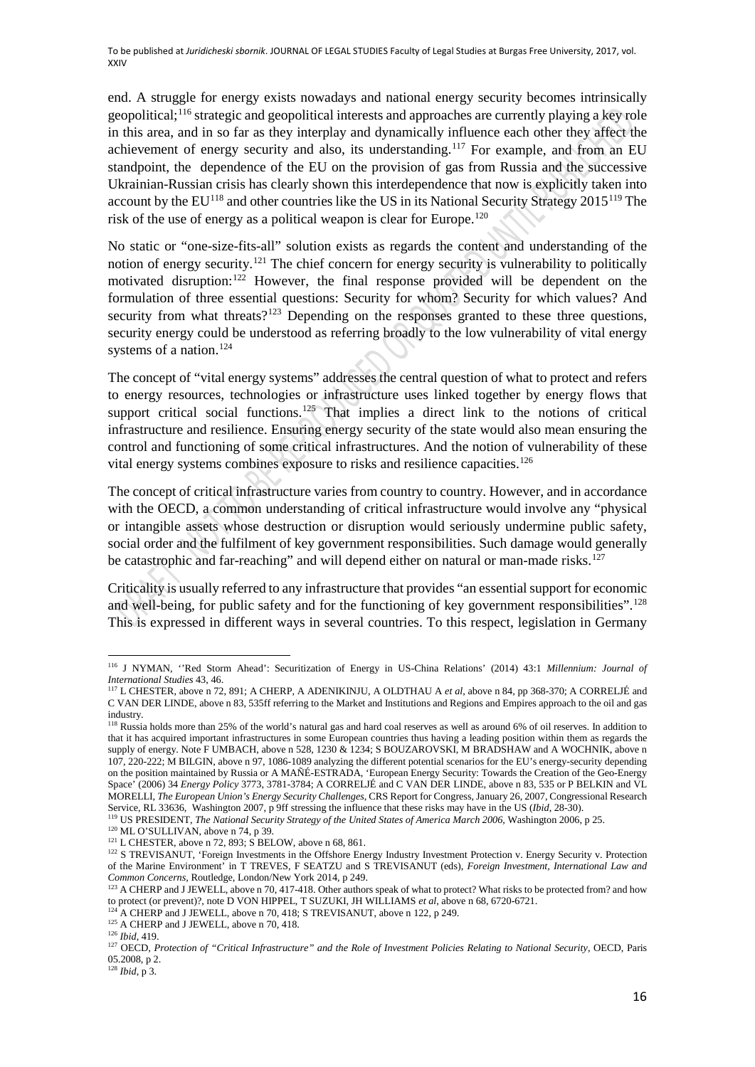end. A struggle for energy exists nowadays and national energy security becomes intrinsically geopolitical;[116] strategic and geopolitical interests and approaches are currently playing a key role in this area, and in so far as they interplay and dynamically influence each other they affect the achievement of energy security and also, its understanding.[117] For example, and from an EU standpoint, the dependence of the EU on the provision of gas from Russia and the successive Ukrainian-Russian crisis has clearly shown this interdependence that now is explicitly taken into account by the EU[118] and other countries like the US in its National Security Strategy 2015[119] The risk of the use of energy as a political weapon is clear for Europe.[120]

No static or "one-size-fits-all" solution exists as regards the content and understanding of the notion of energy security.[121] The chief concern for energy security is vulnerability to politically motivated disruption:[122] However, the final response provided will be dependent on the formulation of three essential questions: Security for whom? Security for which values? And security from what threats?[123] Depending on the responses granted to these three questions, security energy could be understood as referring broadly to the low vulnerability of vital energy systems of a nation.[124]

The concept of "vital energy systems" addresses the central question of what to protect and refers to energy resources, technologies or infrastructure uses linked together by energy flows that support critical social functions.[125] That implies a direct link to the notions of critical infrastructure and resilience. Ensuring energy security of the state would also mean ensuring the control and functioning of some critical infrastructures. And the notion of vulnerability of these vital energy systems combines exposure to risks and resilience capacities.[126]

The concept of critical infrastructure varies from country to country. However, and in accordance with the OECD, a common understanding of critical infrastructure would involve any "physical or intangible assets whose destruction or disruption would seriously undermine public safety, social order and the fulfilment of key government responsibilities. Such damage would generally be catastrophic and far-reaching" and will depend either on natural or man-made risks.[127]

Criticality is usually referred to any infrastructure that provides "an essential support for economic and well-being, for public safety and for the functioning of key government responsibilities".[128] This is expressed in different ways in several countries. To this respect, legislation in Germany

---

[116] J NYMAN, ''Red Storm Ahead': Securitization of Energy in US-China Relations' (2014) 43:1 *Millennium: Journal of International Studies* 43, 46.

[117] L CHESTER, above n 72, 891; A CHERP, A ADENIKINJU, A OLDTHAU A *et al*, above n 84, pp 368-370; A CORRELJÉ and C VAN DER LINDE, above n 83, 535ff referring to the Market and Institutions and Regions and Empires approach to the oil and gas industry.

[118] Russia holds more than 25% of the world's natural gas and hard coal reserves as well as around 6% of oil reserves. In addition to that it has acquired important infrastructures in some European countries thus having a leading position within them as regards the supply of energy. Note F UMBACH, above n 528, 1230 & 1234; S BOUZAROVSKI, M BRADSHAW and A WOCHNIK, above n 107, 220-222; M BILGIN, above n 97, 1086-1089 analyzing the different potential scenarios for the EU's energy-security depending on the position maintained by Russia or A MAÑÉ-ESTRADA, 'European Energy Security: Towards the Creation of the Geo-Energy Space' (2006) 34 *Energy Policy* 3773, 3781-3784; A CORRELJÉ and C VAN DER LINDE, above n 83, 535 or P BELKIN and VL MORELLI, *The European Union's Energy Security Challenges*, CRS Report for Congress, January 26, 2007, Congressional Research Service, RL 33636, Washington 2007, p 9ff stressing the influence that these risks may have in the US (*Ibid*, 28-30).

[119] US PRESIDENT, *The National Security Strategy of the United States of America March 2006*, Washington 2006, p 25.

[120] ML O'SULLIVAN, above n 74, p 39.

[121] L CHESTER, above n 72, 893; S BELOW, above n 68, 861.

[122] S TREVISANUT, 'Foreign Investments in the Offshore Energy Industry Investment Protection v. Energy Security v. Protection of the Marine Environment' in T TREVES, F SEATZU and S TREVISANUT (eds), *Foreign Investment, International Law and Common Concerns*, Routledge, London/New York 2014, p 249.

[123] A CHERP and J JEWELL, above n 70, 417-418. Other authors speak of what to protect? What risks to be protected from? and how to protect (or prevent)?, note D VON HIPPEL, T SUZUKI, JH WILLIAMS *et al*, above n 68, 6720-6721.

[124] A CHERP and J JEWELL, above n 70, 418; S TREVISANUT, above n 122, p 249.

[125] A CHERP and J JEWELL, above n 70, 418.

[126] *Ibid*, 419.

[127] OECD, *Protection of "Critical Infrastructure" and the Role of Investment Policies Relating to National Security*, OECD, Paris 05.2008, p 2.

[128] *Ibid*, p 3.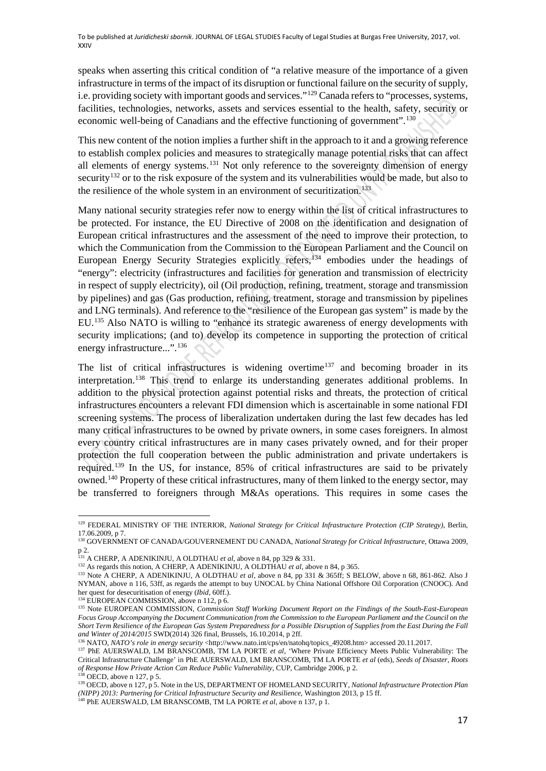speaks when asserting this critical condition of "a relative measure of the importance of a given infrastructure in terms of the impact of its disruption or functional failure on the security of supply, i.e. providing society with important goods and services."[129] Canada refers to "processes, systems, facilities, technologies, networks, assets and services essential to the health, safety, security or economic well-being of Canadians and the effective functioning of government".[130]

This new content of the notion implies a further shift in the approach to it and a growing reference to establish complex policies and measures to strategically manage potential risks that can affect all elements of energy systems.[131] Not only reference to the sovereignty dimension of energy security[132] or to the risk exposure of the system and its vulnerabilities would be made, but also to the resilience of the whole system in an environment of securitization.[133]

Many national security strategies refer now to energy within the list of critical infrastructures to be protected. For instance, the EU Directive of 2008 on the identification and designation of European critical infrastructures and the assessment of the need to improve their protection, to which the Communication from the Commission to the European Parliament and the Council on European Energy Security Strategies explicitly refers,[134] embodies under the headings of "energy": electricity (infrastructures and facilities for generation and transmission of electricity in respect of supply electricity), oil (Oil production, refining, treatment, storage and transmission by pipelines) and gas (Gas production, refining, treatment, storage and transmission by pipelines and LNG terminals). And reference to the "resilience of the European gas system" is made by the EU.[135] Also NATO is willing to "enhance its strategic awareness of energy developments with security implications; (and to) develop its competence in supporting the protection of critical energy infrastructure...".[136]

The list of critical infrastructures is widening overtime[137] and becoming broader in its interpretation.[138] This trend to enlarge its understanding generates additional problems. In addition to the physical protection against potential risks and threats, the protection of critical infrastructures encounters a relevant FDI dimension which is ascertainable in some national FDI screening systems. The process of liberalization undertaken during the last few decades has led many critical infrastructures to be owned by private owners, in some cases foreigners. In almost every country critical infrastructures are in many cases privately owned, and for their proper protection the full cooperation between the public administration and private undertakers is required.[139] In the US, for instance, 85% of critical infrastructures are said to be privately owned.[140] Property of these critical infrastructures, many of them linked to the energy sector, may be transferred to foreigners through M&As operations. This requires in some cases the

---

[129] FEDERAL MINISTRY OF THE INTERIOR, *National Strategy for Critical Infrastructure Protection (CIP Strategy)*, Berlin, 17.06.2009, p 7.

[130] GOVERNMENT OF CANADA/GOUVERNEMENT DU CANADA, *National Strategy for Critical Infrastructure*, Ottawa 2009, p 2.

[131] A CHERP, A ADENIKINJU, A OLDTHAU *et al*, above n 84, pp 329 & 331.

[132] As regards this notion, A CHERP, A ADENIKINJU, A OLDTHAU *et al*, above n 84, p 365.

[133] Note A CHERP, A ADENIKINJU, A OLDTHAU *et al*, above n 84, pp 331 & 365ff; S BELOW, above n 68, 861-862. Also J NYMAN, above n 116, 53ff, as regards the attempt to buy UNOCAL by China National Offshore Oil Corporation (CNOOC). And her quest for desecuritisation of energy (*Ibid*, 60ff.).

[134] EUROPEAN COMMISSION, above n 112, p 6.

[135] Note EUROPEAN COMMISSION, *Commission Staff Working Document Report on the Findings of the South-East-European Focus Group Accompanying the Document Communication from the Commission to the European Parliament and the Council on the Short Term Resilience of the European Gas System Preparedness for a Possible Disruption of Supplies from the East During the Fall and Winter of 2014/2015* SWD(2014) 326 final, Brussels, 16.10.2014, p 2ff.

[136] NATO, *NATO's role in energy security* <http://www.nato.int/cps/en/natohq/topics_49208.htm> accessed 20.11.2017.

[137] PhE AUERSWALD, LM BRANSCOMB, TM LA PORTE *et al*, 'Where Private Efficiency Meets Public Vulnerability: The Critical Infrastructure Challenge' in PhE AUERSWALD, LM BRANSCOMB, TM LA PORTE *et al* (eds), *Seeds of Disaster, Roots of Response How Private Action Can Reduce Public Vulnerability*, CUP, Cambridge 2006, p 2.

[138] OECD, above n 127, p 5.

[139] OECD, above n 127, p 5. Note in the US, DEPARTMENT OF HOMELAND SECURITY, *National Infrastructure Protection Plan (NIPP) 2013: Partnering for Critical Infrastructure Security and Resilience*, Washington 2013, p 15 ff.

[140] PhE AUERSWALD, LM BRANSCOMB, TM LA PORTE *et al*, above n 137, p 1.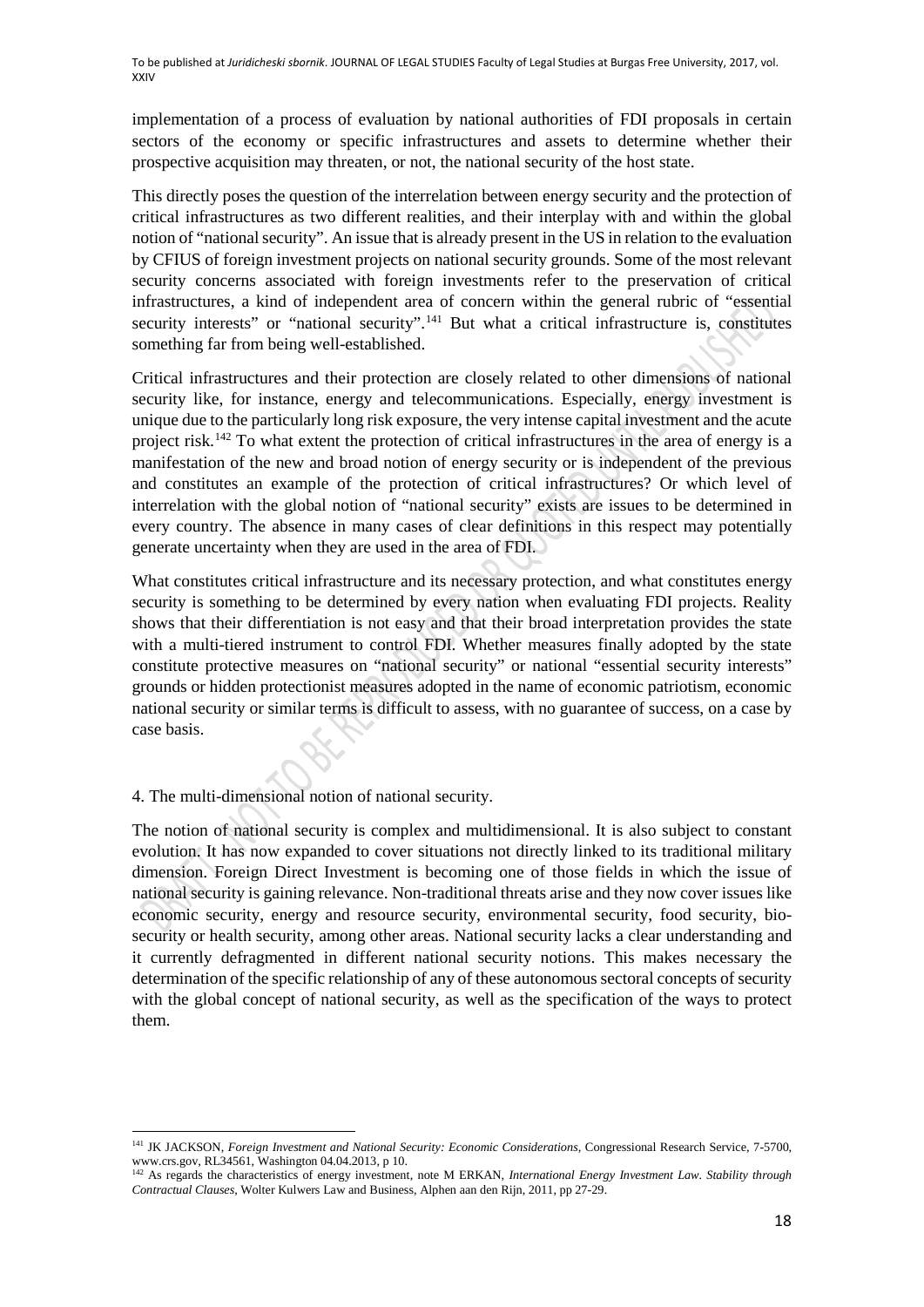implementation of a process of evaluation by national authorities of FDI proposals in certain sectors of the economy or specific infrastructures and assets to determine whether their prospective acquisition may threaten, or not, the national security of the host state.

This directly poses the question of the interrelation between energy security and the protection of critical infrastructures as two different realities, and their interplay with and within the global notion of "national security". An issue that is already present in the US in relation to the evaluation by CFIUS of foreign investment projects on national security grounds. Some of the most relevant security concerns associated with foreign investments refer to the preservation of critical infrastructures, a kind of independent area of concern within the general rubric of "essential security interests" or "national security".[141] But what a critical infrastructure is, constitutes something far from being well-established.

Critical infrastructures and their protection are closely related to other dimensions of national security like, for instance, energy and telecommunications. Especially, energy investment is unique due to the particularly long risk exposure, the very intense capital investment and the acute project risk.[142] To what extent the protection of critical infrastructures in the area of energy is a manifestation of the new and broad notion of energy security or is independent of the previous and constitutes an example of the protection of critical infrastructures? Or which level of interrelation with the global notion of "national security" exists are issues to be determined in every country. The absence in many cases of clear definitions in this respect may potentially generate uncertainty when they are used in the area of FDI.

What constitutes critical infrastructure and its necessary protection, and what constitutes energy security is something to be determined by every nation when evaluating FDI projects. Reality shows that their differentiation is not easy and that their broad interpretation provides the state with a multi-tiered instrument to control FDI. Whether measures finally adopted by the state constitute protective measures on "national security" or national "essential security interests" grounds or hidden protectionist measures adopted in the name of economic patriotism, economic national security or similar terms is difficult to assess, with no guarantee of success, on a case by case basis.

## 4. The multi-dimensional notion of national security.

The notion of national security is complex and multidimensional. It is also subject to constant evolution. It has now expanded to cover situations not directly linked to its traditional military dimension. Foreign Direct Investment is becoming one of those fields in which the issue of national security is gaining relevance. Non-traditional threats arise and they now cover issues like economic security, energy and resource security, environmental security, food security, bio-security or health security, among other areas. National security lacks a clear understanding and it currently defragmented in different national security notions. This makes necessary the determination of the specific relationship of any of these autonomous sectoral concepts of security with the global concept of national security, as well as the specification of the ways to protect them.

---

[141] JK JACKSON, *Foreign Investment and National Security: Economic Considerations*, Congressional Research Service, 7-5700, www.crs.gov, RL34561, Washington 04.04.2013, p 10.

[142] As regards the characteristics of energy investment, note M ERKAN, *International Energy Investment Law. Stability through Contractual Clauses*, Wolter Kulwers Law and Business, Alphen aan den Rijn, 2011, pp 27-29.